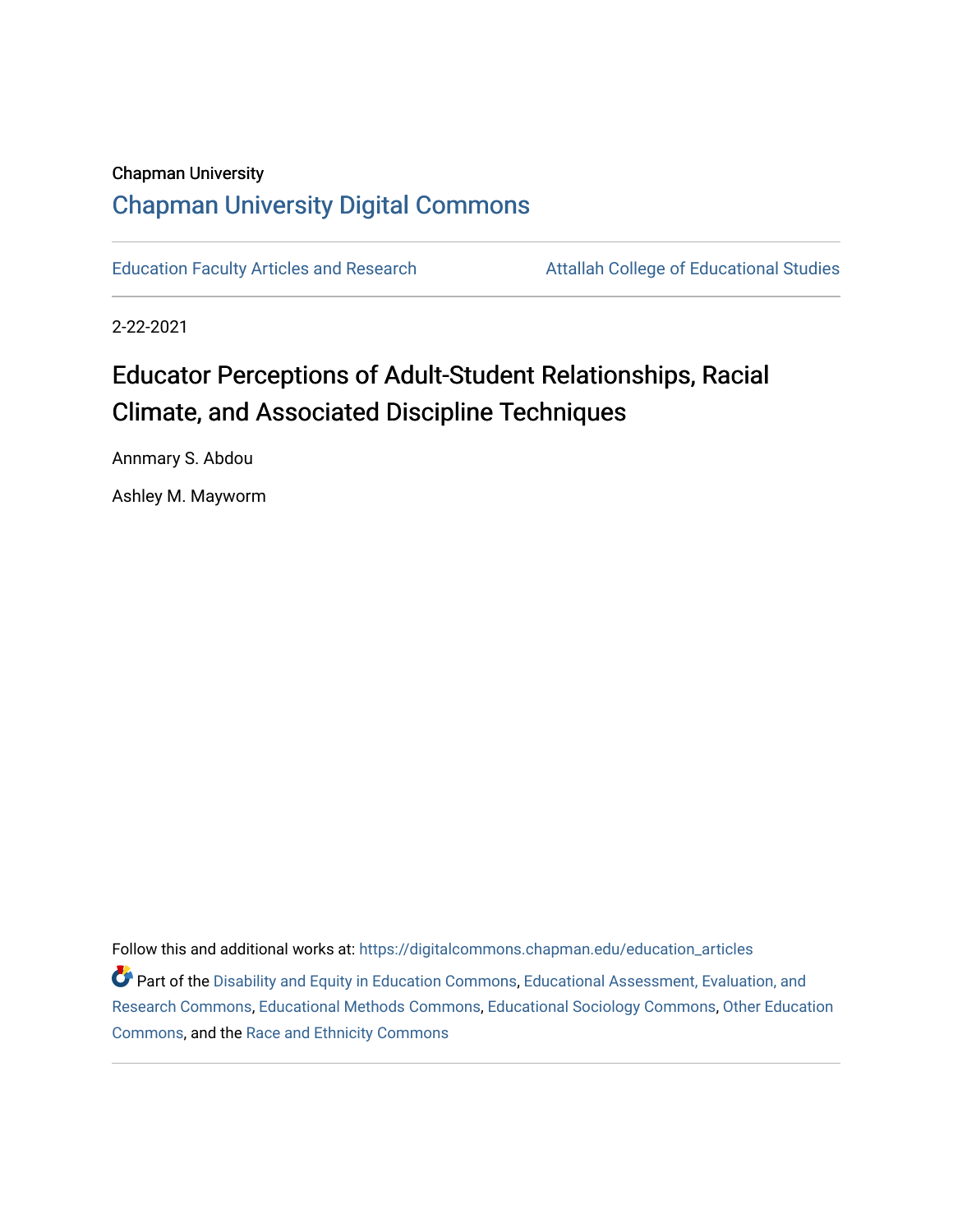Chapman University

# Chapman University Digital Commons

Education Faculty Articles and Research

Attallah College of Educational Studies

2-22-2021

## Educator Perceptions of Adult-Student Relationships, Racial Climate, and Associated Discipline Techniques

Annmary S. Abdou

Ashley M. Mayworm

Follow this and additional works at: https://digitalcommons.chapman.edu/education_articles

Part of the Disability and Equity in Education Commons, Educational Assessment, Evaluation, and Research Commons, Educational Methods Commons, Educational Sociology Commons, Other Education Commons, and the Race and Ethnicity Commons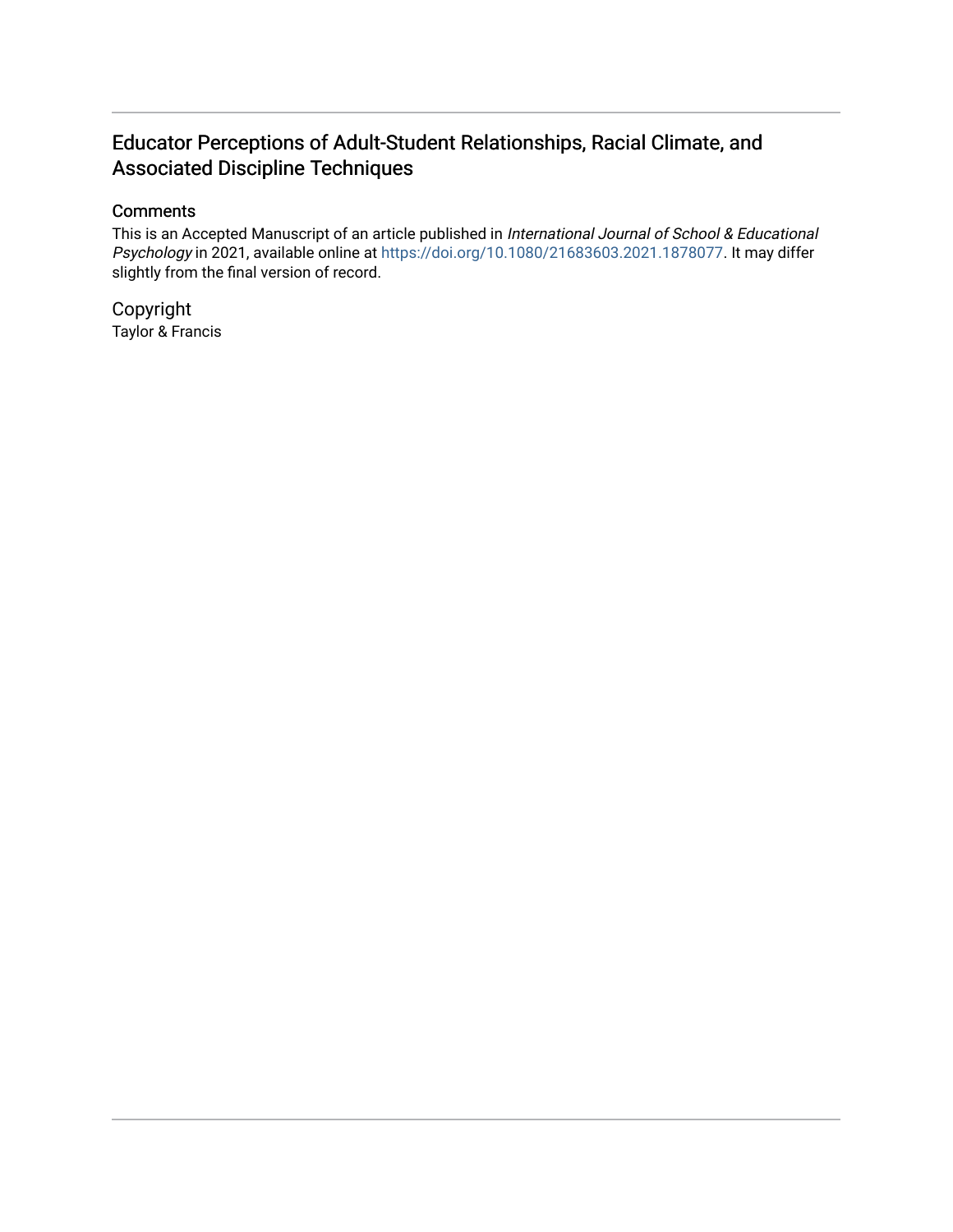# Educator Perceptions of Adult-Student Relationships, Racial Climate, and Associated Discipline Techniques

## Comments

This is an Accepted Manuscript of an article published in *International Journal of School & Educational Psychology* in 2021, available online at https://doi.org/10.1080/21683603.2021.1878077. It may differ slightly from the final version of record.

## Copyright

Taylor & Francis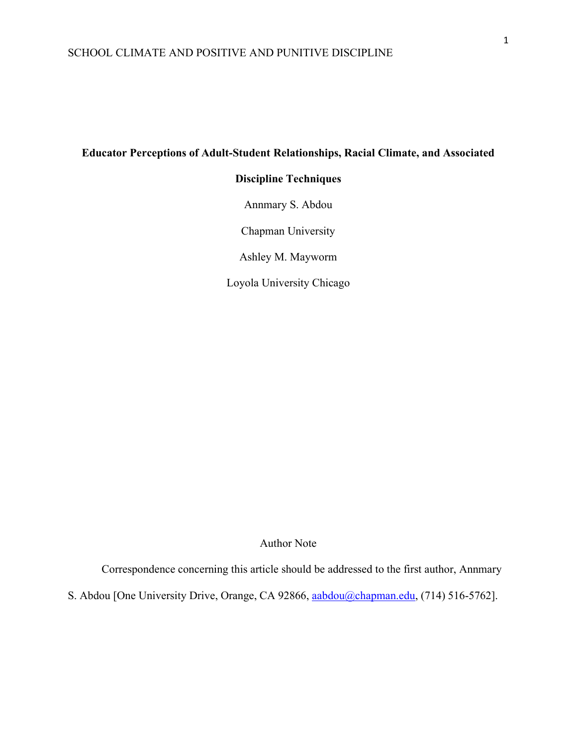**Educator Perceptions of Adult-Student Relationships, Racial Climate, and Associated Discipline Techniques**

Annmary S. Abdou

Chapman University

Ashley M. Mayworm

Loyola University Chicago

Author Note

Correspondence concerning this article should be addressed to the first author, Annmary S. Abdou [One University Drive, Orange, CA 92866, aabdou@chapman.edu, (714) 516-5762].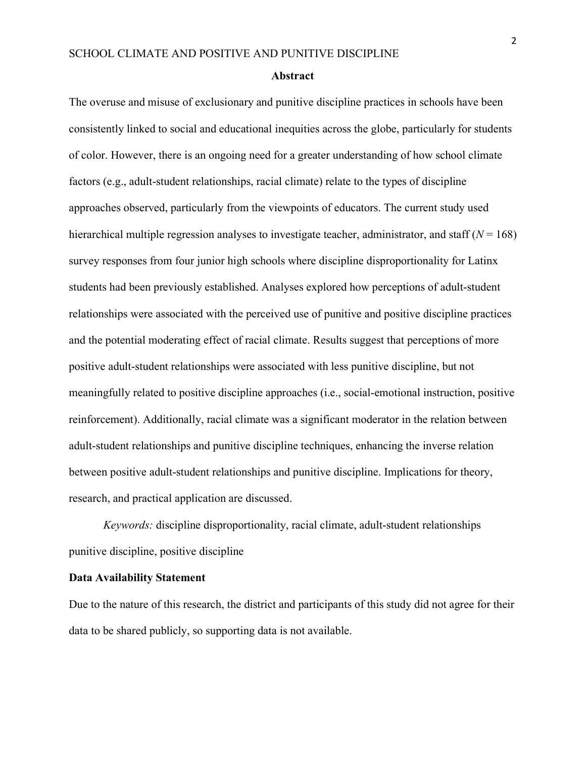## Abstract

The overuse and misuse of exclusionary and punitive discipline practices in schools have been consistently linked to social and educational inequities across the globe, particularly for students of color. However, there is an ongoing need for a greater understanding of how school climate factors (e.g., adult-student relationships, racial climate) relate to the types of discipline approaches observed, particularly from the viewpoints of educators. The current study used hierarchical multiple regression analyses to investigate teacher, administrator, and staff ($N = 168$) survey responses from four junior high schools where discipline disproportionality for Latinx students had been previously established. Analyses explored how perceptions of adult-student relationships were associated with the perceived use of punitive and positive discipline practices and the potential moderating effect of racial climate. Results suggest that perceptions of more positive adult-student relationships were associated with less punitive discipline, but not meaningfully related to positive discipline approaches (i.e., social-emotional instruction, positive reinforcement). Additionally, racial climate was a significant moderator in the relation between adult-student relationships and punitive discipline techniques, enhancing the inverse relation between positive adult-student relationships and punitive discipline. Implications for theory, research, and practical application are discussed.

*Keywords:* discipline disproportionality, racial climate, adult-student relationships punitive discipline, positive discipline

**Data Availability Statement**

Due to the nature of this research, the district and participants of this study did not agree for their data to be shared publicly, so supporting data is not available.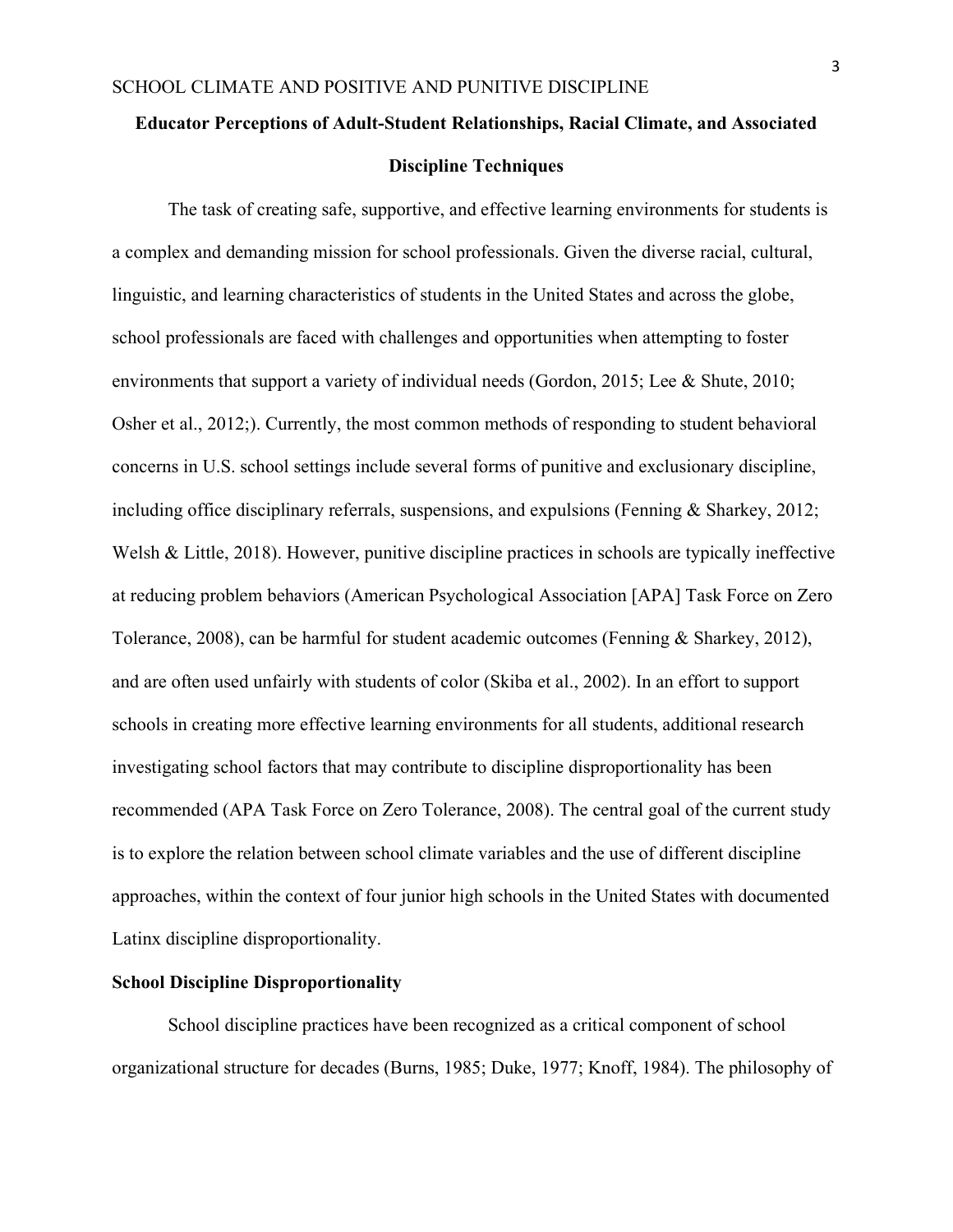## Educator Perceptions of Adult-Student Relationships, Racial Climate, and Associated Discipline Techniques

The task of creating safe, supportive, and effective learning environments for students is a complex and demanding mission for school professionals. Given the diverse racial, cultural, linguistic, and learning characteristics of students in the United States and across the globe, school professionals are faced with challenges and opportunities when attempting to foster environments that support a variety of individual needs (Gordon, 2015; Lee & Shute, 2010; Osher et al., 2012;). Currently, the most common methods of responding to student behavioral concerns in U.S. school settings include several forms of punitive and exclusionary discipline, including office disciplinary referrals, suspensions, and expulsions (Fenning & Sharkey, 2012; Welsh & Little, 2018). However, punitive discipline practices in schools are typically ineffective at reducing problem behaviors (American Psychological Association [APA] Task Force on Zero Tolerance, 2008), can be harmful for student academic outcomes (Fenning & Sharkey, 2012), and are often used unfairly with students of color (Skiba et al., 2002). In an effort to support schools in creating more effective learning environments for all students, additional research investigating school factors that may contribute to discipline disproportionality has been recommended (APA Task Force on Zero Tolerance, 2008). The central goal of the current study is to explore the relation between school climate variables and the use of different discipline approaches, within the context of four junior high schools in the United States with documented Latinx discipline disproportionality.

### School Discipline Disproportionality

School discipline practices have been recognized as a critical component of school organizational structure for decades (Burns, 1985; Duke, 1977; Knoff, 1984). The philosophy of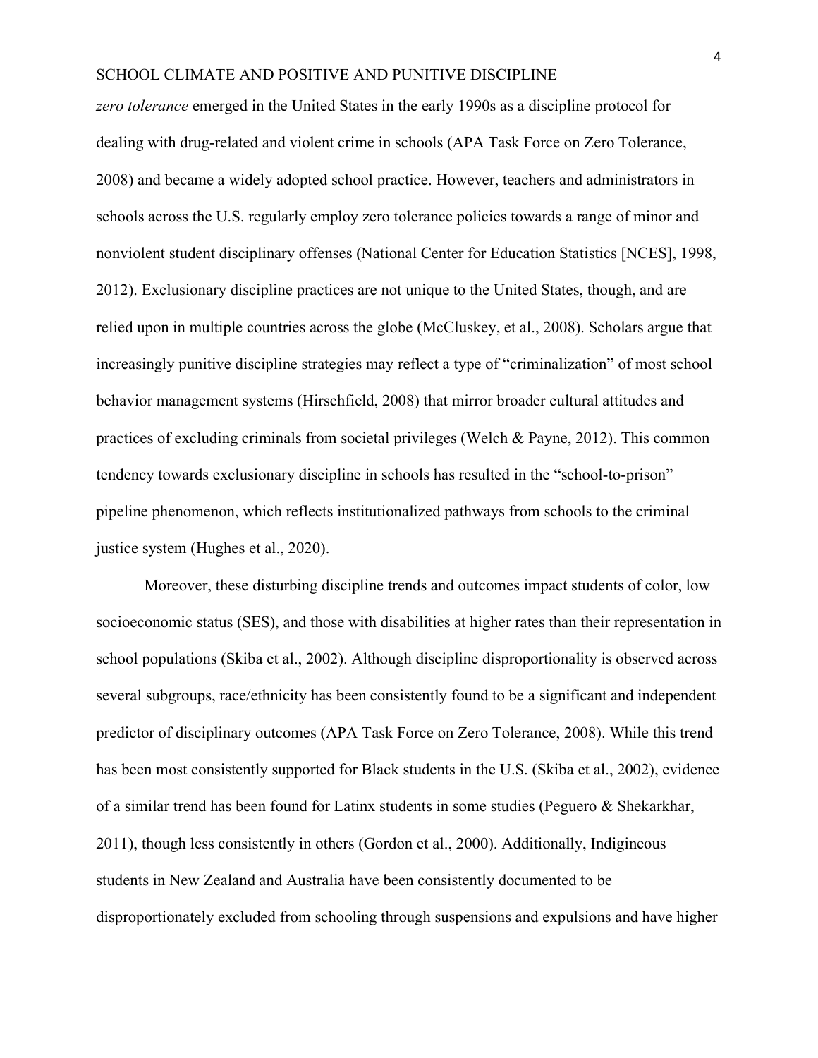*zero tolerance* emerged in the United States in the early 1990s as a discipline protocol for dealing with drug-related and violent crime in schools (APA Task Force on Zero Tolerance, 2008) and became a widely adopted school practice. However, teachers and administrators in schools across the U.S. regularly employ zero tolerance policies towards a range of minor and nonviolent student disciplinary offenses (National Center for Education Statistics [NCES], 1998, 2012). Exclusionary discipline practices are not unique to the United States, though, and are relied upon in multiple countries across the globe (McCluskey, et al., 2008). Scholars argue that increasingly punitive discipline strategies may reflect a type of "criminalization" of most school behavior management systems (Hirschfield, 2008) that mirror broader cultural attitudes and practices of excluding criminals from societal privileges (Welch & Payne, 2012). This common tendency towards exclusionary discipline in schools has resulted in the "school-to-prison" pipeline phenomenon, which reflects institutionalized pathways from schools to the criminal justice system (Hughes et al., 2020).

Moreover, these disturbing discipline trends and outcomes impact students of color, low socioeconomic status (SES), and those with disabilities at higher rates than their representation in school populations (Skiba et al., 2002). Although discipline disproportionality is observed across several subgroups, race/ethnicity has been consistently found to be a significant and independent predictor of disciplinary outcomes (APA Task Force on Zero Tolerance, 2008). While this trend has been most consistently supported for Black students in the U.S. (Skiba et al., 2002), evidence of a similar trend has been found for Latinx students in some studies (Peguero & Shekarkhar, 2011), though less consistently in others (Gordon et al., 2000). Additionally, Indigineous students in New Zealand and Australia have been consistently documented to be disproportionately excluded from schooling through suspensions and expulsions and have higher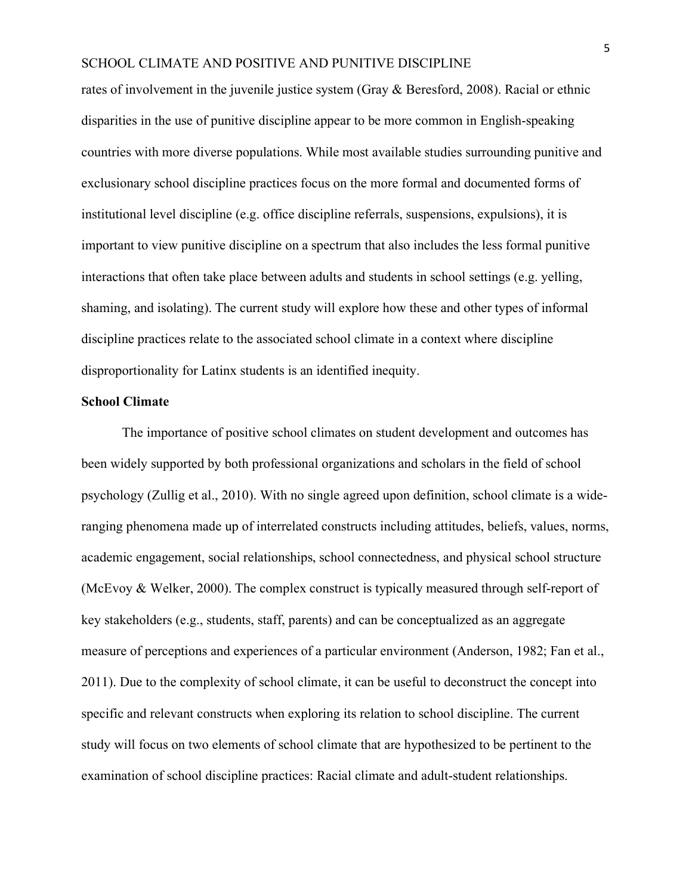rates of involvement in the juvenile justice system (Gray & Beresford, 2008). Racial or ethnic disparities in the use of punitive discipline appear to be more common in English-speaking countries with more diverse populations. While most available studies surrounding punitive and exclusionary school discipline practices focus on the more formal and documented forms of institutional level discipline (e.g. office discipline referrals, suspensions, expulsions), it is important to view punitive discipline on a spectrum that also includes the less formal punitive interactions that often take place between adults and students in school settings (e.g. yelling, shaming, and isolating). The current study will explore how these and other types of informal discipline practices relate to the associated school climate in a context where discipline disproportionality for Latinx students is an identified inequity.

## School Climate

The importance of positive school climates on student development and outcomes has been widely supported by both professional organizations and scholars in the field of school psychology (Zullig et al., 2010). With no single agreed upon definition, school climate is a wide-ranging phenomena made up of interrelated constructs including attitudes, beliefs, values, norms, academic engagement, social relationships, school connectedness, and physical school structure (McEvoy & Welker, 2000). The complex construct is typically measured through self-report of key stakeholders (e.g., students, staff, parents) and can be conceptualized as an aggregate measure of perceptions and experiences of a particular environment (Anderson, 1982; Fan et al., 2011). Due to the complexity of school climate, it can be useful to deconstruct the concept into specific and relevant constructs when exploring its relation to school discipline. The current study will focus on two elements of school climate that are hypothesized to be pertinent to the examination of school discipline practices: Racial climate and adult-student relationships.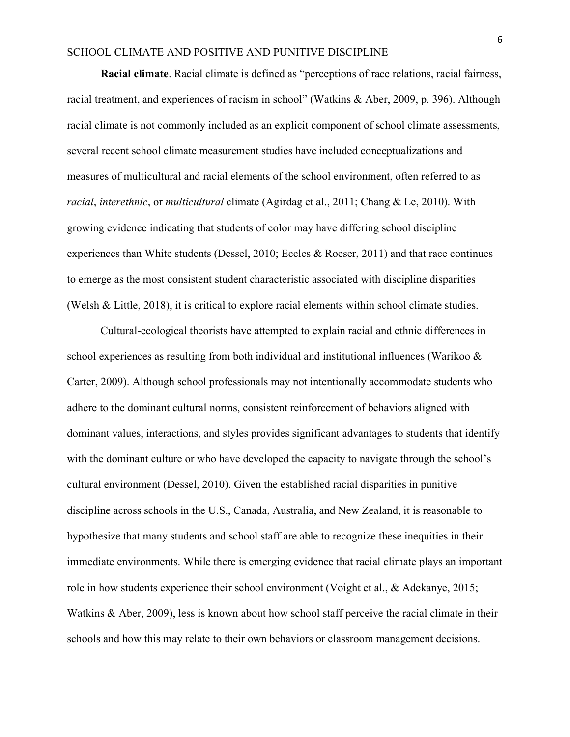**Racial climate**. Racial climate is defined as "perceptions of race relations, racial fairness, racial treatment, and experiences of racism in school" (Watkins & Aber, 2009, p. 396). Although racial climate is not commonly included as an explicit component of school climate assessments, several recent school climate measurement studies have included conceptualizations and measures of multicultural and racial elements of the school environment, often referred to as *racial*, *interethnic*, or *multicultural* climate (Agirdag et al., 2011; Chang & Le, 2010). With growing evidence indicating that students of color may have differing school discipline experiences than White students (Dessel, 2010; Eccles & Roeser, 2011) and that race continues to emerge as the most consistent student characteristic associated with discipline disparities (Welsh & Little, 2018), it is critical to explore racial elements within school climate studies.

Cultural-ecological theorists have attempted to explain racial and ethnic differences in school experiences as resulting from both individual and institutional influences (Warikoo & Carter, 2009). Although school professionals may not intentionally accommodate students who adhere to the dominant cultural norms, consistent reinforcement of behaviors aligned with dominant values, interactions, and styles provides significant advantages to students that identify with the dominant culture or who have developed the capacity to navigate through the school's cultural environment (Dessel, 2010). Given the established racial disparities in punitive discipline across schools in the U.S., Canada, Australia, and New Zealand, it is reasonable to hypothesize that many students and school staff are able to recognize these inequities in their immediate environments. While there is emerging evidence that racial climate plays an important role in how students experience their school environment (Voight et al., & Adekanye, 2015; Watkins & Aber, 2009), less is known about how school staff perceive the racial climate in their schools and how this may relate to their own behaviors or classroom management decisions.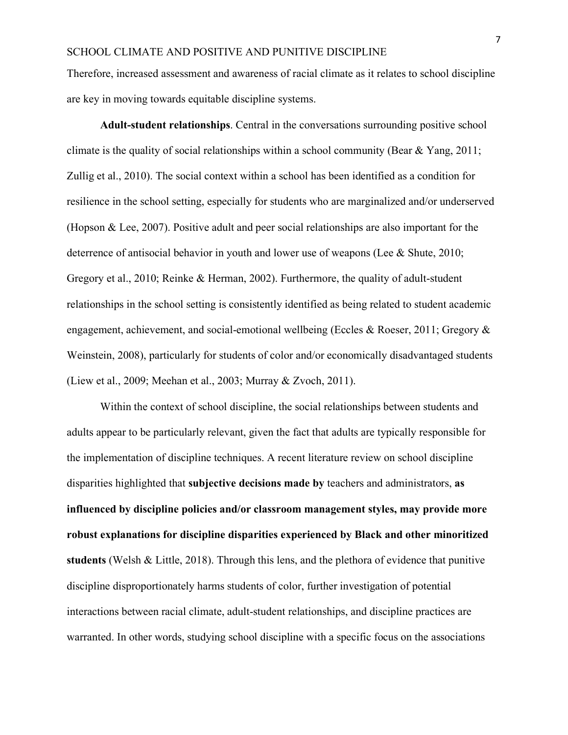Therefore, increased assessment and awareness of racial climate as it relates to school discipline are key in moving towards equitable discipline systems.

**Adult-student relationships**. Central in the conversations surrounding positive school climate is the quality of social relationships within a school community (Bear & Yang, 2011; Zullig et al., 2010). The social context within a school has been identified as a condition for resilience in the school setting, especially for students who are marginalized and/or underserved (Hopson & Lee, 2007). Positive adult and peer social relationships are also important for the deterrence of antisocial behavior in youth and lower use of weapons (Lee & Shute, 2010; Gregory et al., 2010; Reinke & Herman, 2002). Furthermore, the quality of adult-student relationships in the school setting is consistently identified as being related to student academic engagement, achievement, and social-emotional wellbeing (Eccles & Roeser, 2011; Gregory & Weinstein, 2008), particularly for students of color and/or economically disadvantaged students (Liew et al., 2009; Meehan et al., 2003; Murray & Zvoch, 2011).

Within the context of school discipline, the social relationships between students and adults appear to be particularly relevant, given the fact that adults are typically responsible for the implementation of discipline techniques. A recent literature review on school discipline disparities highlighted that **subjective decisions made by** teachers and administrators, **as influenced by discipline policies and/or classroom management styles, may provide more robust explanations for discipline disparities experienced by Black and other minoritized students** (Welsh & Little, 2018). Through this lens, and the plethora of evidence that punitive discipline disproportionately harms students of color, further investigation of potential interactions between racial climate, adult-student relationships, and discipline practices are warranted. In other words, studying school discipline with a specific focus on the associations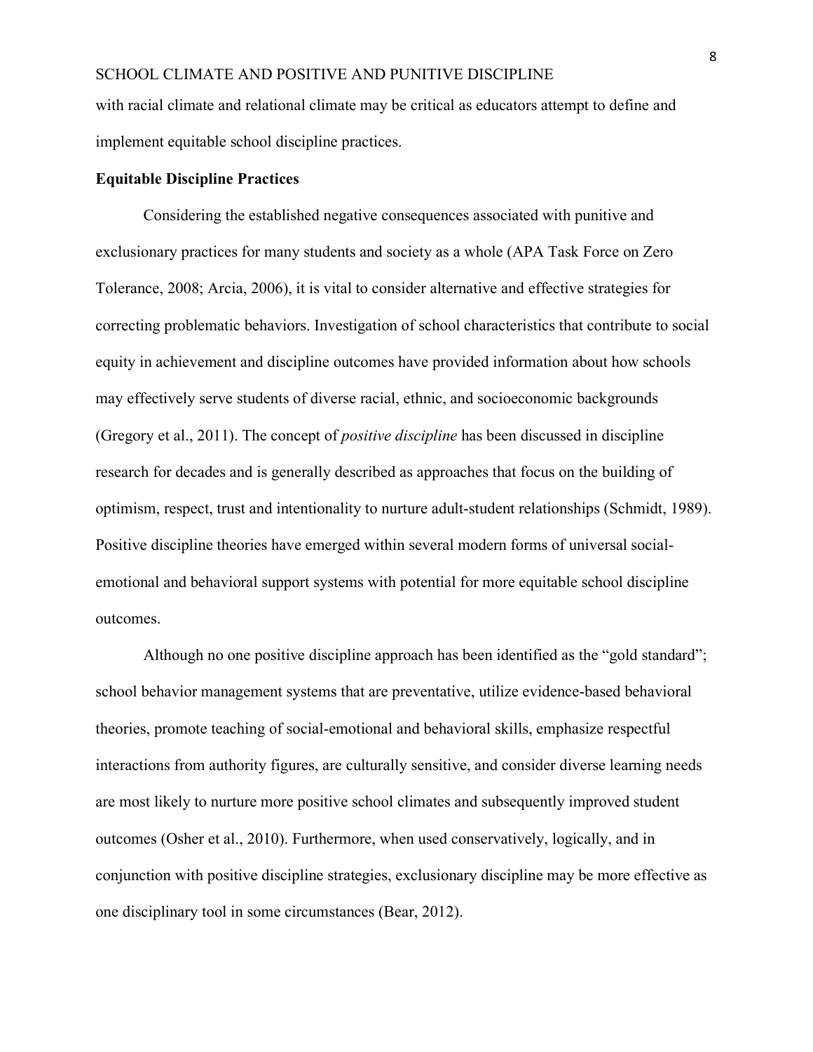with racial climate and relational climate may be critical as educators attempt to define and implement equitable school discipline practices.

**Equitable Discipline Practices**

Considering the established negative consequences associated with punitive and exclusionary practices for many students and society as a whole (APA Task Force on Zero Tolerance, 2008; Arcia, 2006), it is vital to consider alternative and effective strategies for correcting problematic behaviors. Investigation of school characteristics that contribute to social equity in achievement and discipline outcomes have provided information about how schools may effectively serve students of diverse racial, ethnic, and socioeconomic backgrounds (Gregory et al., 2011). The concept of *positive discipline* has been discussed in discipline research for decades and is generally described as approaches that focus on the building of optimism, respect, trust and intentionality to nurture adult-student relationships (Schmidt, 1989). Positive discipline theories have emerged within several modern forms of universal social-emotional and behavioral support systems with potential for more equitable school discipline outcomes.

Although no one positive discipline approach has been identified as the "gold standard"; school behavior management systems that are preventative, utilize evidence-based behavioral theories, promote teaching of social-emotional and behavioral skills, emphasize respectful interactions from authority figures, are culturally sensitive, and consider diverse learning needs are most likely to nurture more positive school climates and subsequently improved student outcomes (Osher et al., 2010). Furthermore, when used conservatively, logically, and in conjunction with positive discipline strategies, exclusionary discipline may be more effective as one disciplinary tool in some circumstances (Bear, 2012).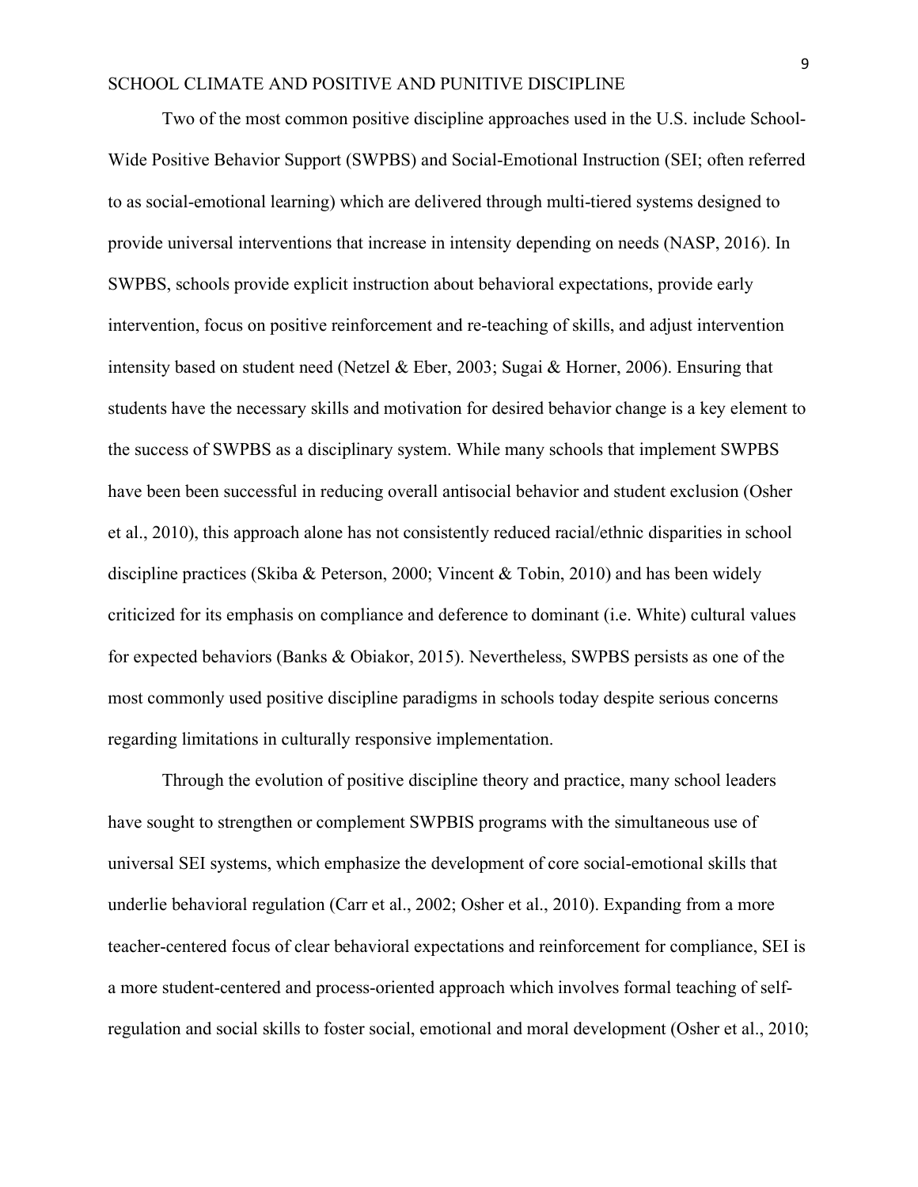Two of the most common positive discipline approaches used in the U.S. include School-Wide Positive Behavior Support (SWPBS) and Social-Emotional Instruction (SEI; often referred to as social-emotional learning) which are delivered through multi-tiered systems designed to provide universal interventions that increase in intensity depending on needs (NASP, 2016). In SWPBS, schools provide explicit instruction about behavioral expectations, provide early intervention, focus on positive reinforcement and re-teaching of skills, and adjust intervention intensity based on student need (Netzel & Eber, 2003; Sugai & Horner, 2006). Ensuring that students have the necessary skills and motivation for desired behavior change is a key element to the success of SWPBS as a disciplinary system. While many schools that implement SWPBS have been been successful in reducing overall antisocial behavior and student exclusion (Osher et al., 2010), this approach alone has not consistently reduced racial/ethnic disparities in school discipline practices (Skiba & Peterson, 2000; Vincent & Tobin, 2010) and has been widely criticized for its emphasis on compliance and deference to dominant (i.e. White) cultural values for expected behaviors (Banks & Obiakor, 2015). Nevertheless, SWPBS persists as one of the most commonly used positive discipline paradigms in schools today despite serious concerns regarding limitations in culturally responsive implementation.

Through the evolution of positive discipline theory and practice, many school leaders have sought to strengthen or complement SWPBIS programs with the simultaneous use of universal SEI systems, which emphasize the development of core social-emotional skills that underlie behavioral regulation (Carr et al., 2002; Osher et al., 2010). Expanding from a more teacher-centered focus of clear behavioral expectations and reinforcement for compliance, SEI is a more student-centered and process-oriented approach which involves formal teaching of self-regulation and social skills to foster social, emotional and moral development (Osher et al., 2010;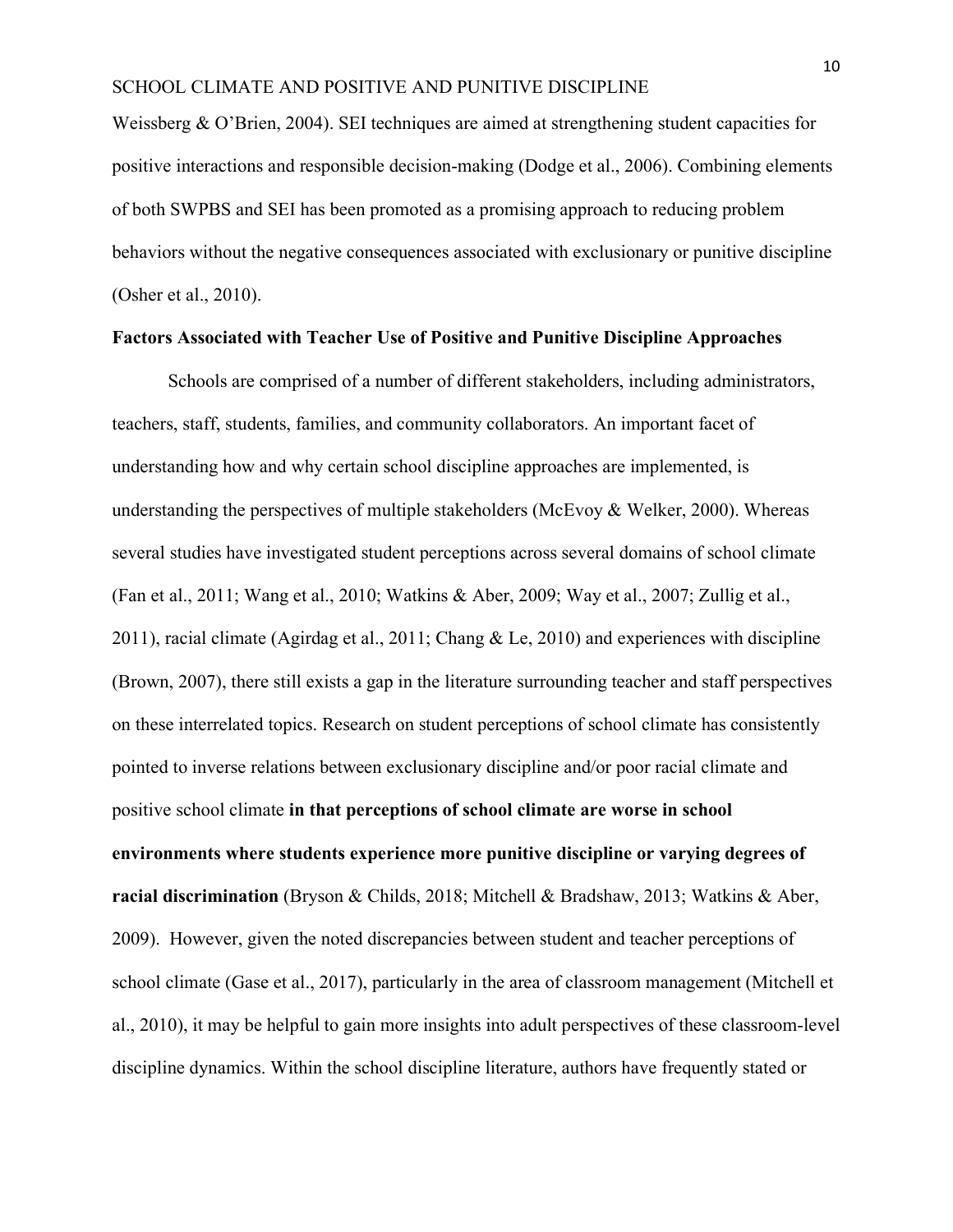Weissberg & O'Brien, 2004). SEI techniques are aimed at strengthening student capacities for positive interactions and responsible decision-making (Dodge et al., 2006). Combining elements of both SWPBS and SEI has been promoted as a promising approach to reducing problem behaviors without the negative consequences associated with exclusionary or punitive discipline (Osher et al., 2010).

**Factors Associated with Teacher Use of Positive and Punitive Discipline Approaches**

Schools are comprised of a number of different stakeholders, including administrators, teachers, staff, students, families, and community collaborators. An important facet of understanding how and why certain school discipline approaches are implemented, is understanding the perspectives of multiple stakeholders (McEvoy & Welker, 2000). Whereas several studies have investigated student perceptions across several domains of school climate (Fan et al., 2011; Wang et al., 2010; Watkins & Aber, 2009; Way et al., 2007; Zullig et al., 2011), racial climate (Agirdag et al., 2011; Chang & Le, 2010) and experiences with discipline (Brown, 2007), there still exists a gap in the literature surrounding teacher and staff perspectives on these interrelated topics. Research on student perceptions of school climate has consistently pointed to inverse relations between exclusionary discipline and/or poor racial climate and positive school climate **in that perceptions of school climate are worse in school environments where students experience more punitive discipline or varying degrees of racial discrimination** (Bryson & Childs, 2018; Mitchell & Bradshaw, 2013; Watkins & Aber, 2009). However, given the noted discrepancies between student and teacher perceptions of school climate (Gase et al., 2017), particularly in the area of classroom management (Mitchell et al., 2010), it may be helpful to gain more insights into adult perspectives of these classroom-level discipline dynamics. Within the school discipline literature, authors have frequently stated or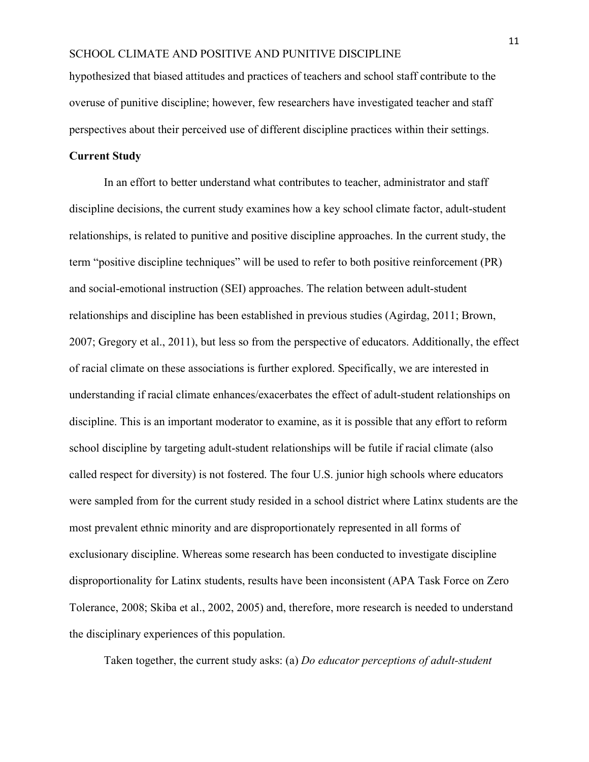hypothesized that biased attitudes and practices of teachers and school staff contribute to the overuse of punitive discipline; however, few researchers have investigated teacher and staff perspectives about their perceived use of different discipline practices within their settings.

## Current Study

In an effort to better understand what contributes to teacher, administrator and staff discipline decisions, the current study examines how a key school climate factor, adult-student relationships, is related to punitive and positive discipline approaches. In the current study, the term "positive discipline techniques" will be used to refer to both positive reinforcement (PR) and social-emotional instruction (SEI) approaches. The relation between adult-student relationships and discipline has been established in previous studies (Agirdag, 2011; Brown, 2007; Gregory et al., 2011), but less so from the perspective of educators. Additionally, the effect of racial climate on these associations is further explored. Specifically, we are interested in understanding if racial climate enhances/exacerbates the effect of adult-student relationships on discipline. This is an important moderator to examine, as it is possible that any effort to reform school discipline by targeting adult-student relationships will be futile if racial climate (also called respect for diversity) is not fostered. The four U.S. junior high schools where educators were sampled from for the current study resided in a school district where Latinx students are the most prevalent ethnic minority and are disproportionately represented in all forms of exclusionary discipline. Whereas some research has been conducted to investigate discipline disproportionality for Latinx students, results have been inconsistent (APA Task Force on Zero Tolerance, 2008; Skiba et al., 2002, 2005) and, therefore, more research is needed to understand the disciplinary experiences of this population.

Taken together, the current study asks: (a) *Do educator perceptions of adult-student*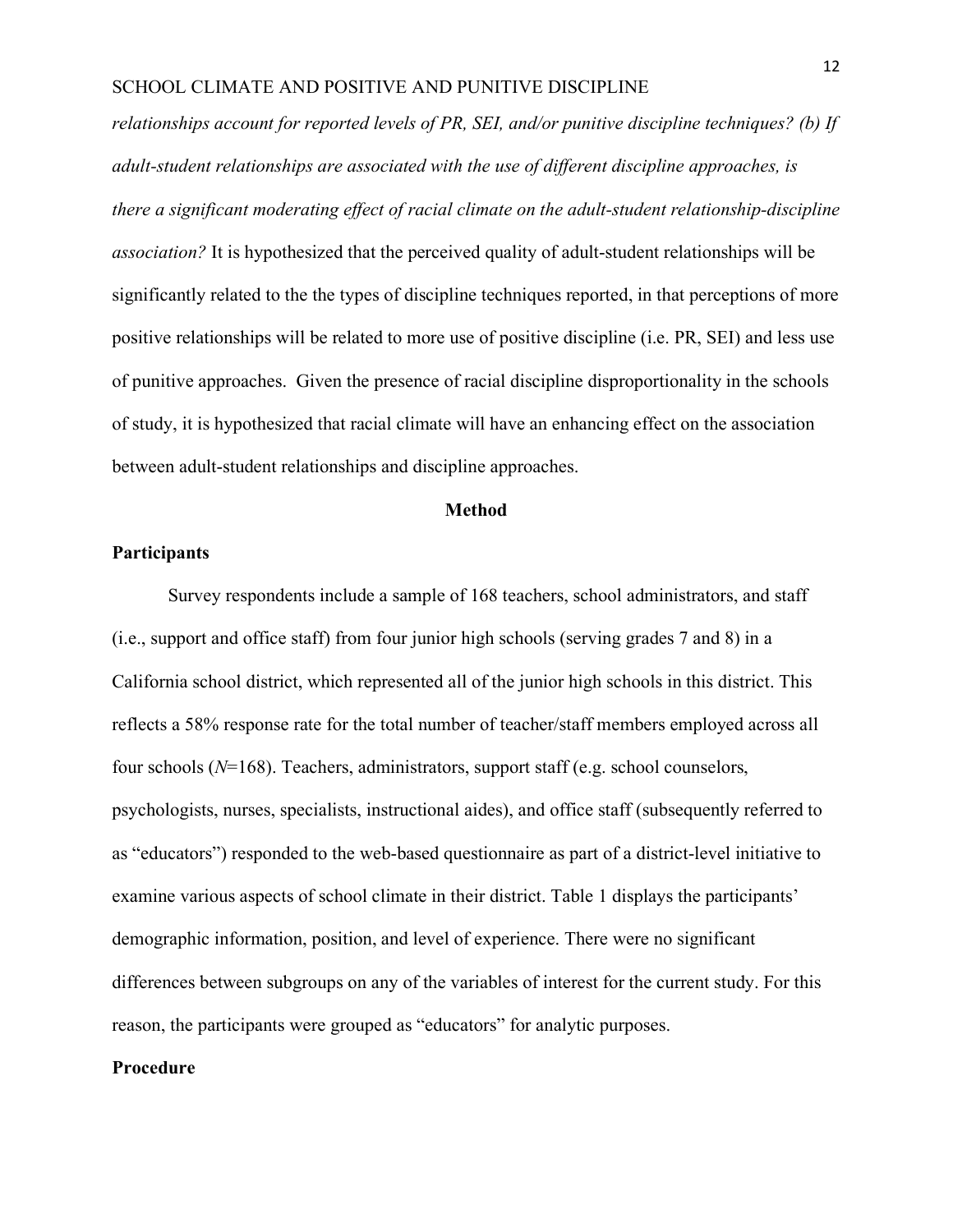*relationships account for reported levels of PR, SEI, and/or punitive discipline techniques? (b) If adult-student relationships are associated with the use of different discipline approaches, is there a significant moderating effect of racial climate on the adult-student relationship-discipline association?* It is hypothesized that the perceived quality of adult-student relationships will be significantly related to the the types of discipline techniques reported, in that perceptions of more positive relationships will be related to more use of positive discipline (i.e. PR, SEI) and less use of punitive approaches. Given the presence of racial discipline disproportionality in the schools of study, it is hypothesized that racial climate will have an enhancing effect on the association between adult-student relationships and discipline approaches.

## Method

### Participants

Survey respondents include a sample of 168 teachers, school administrators, and staff (i.e., support and office staff) from four junior high schools (serving grades 7 and 8) in a California school district, which represented all of the junior high schools in this district. This reflects a 58% response rate for the total number of teacher/staff members employed across all four schools (*N*=168). Teachers, administrators, support staff (e.g. school counselors, psychologists, nurses, specialists, instructional aides), and office staff (subsequently referred to as "educators") responded to the web-based questionnaire as part of a district-level initiative to examine various aspects of school climate in their district. Table 1 displays the participants' demographic information, position, and level of experience. There were no significant differences between subgroups on any of the variables of interest for the current study. For this reason, the participants were grouped as "educators" for analytic purposes.

### Procedure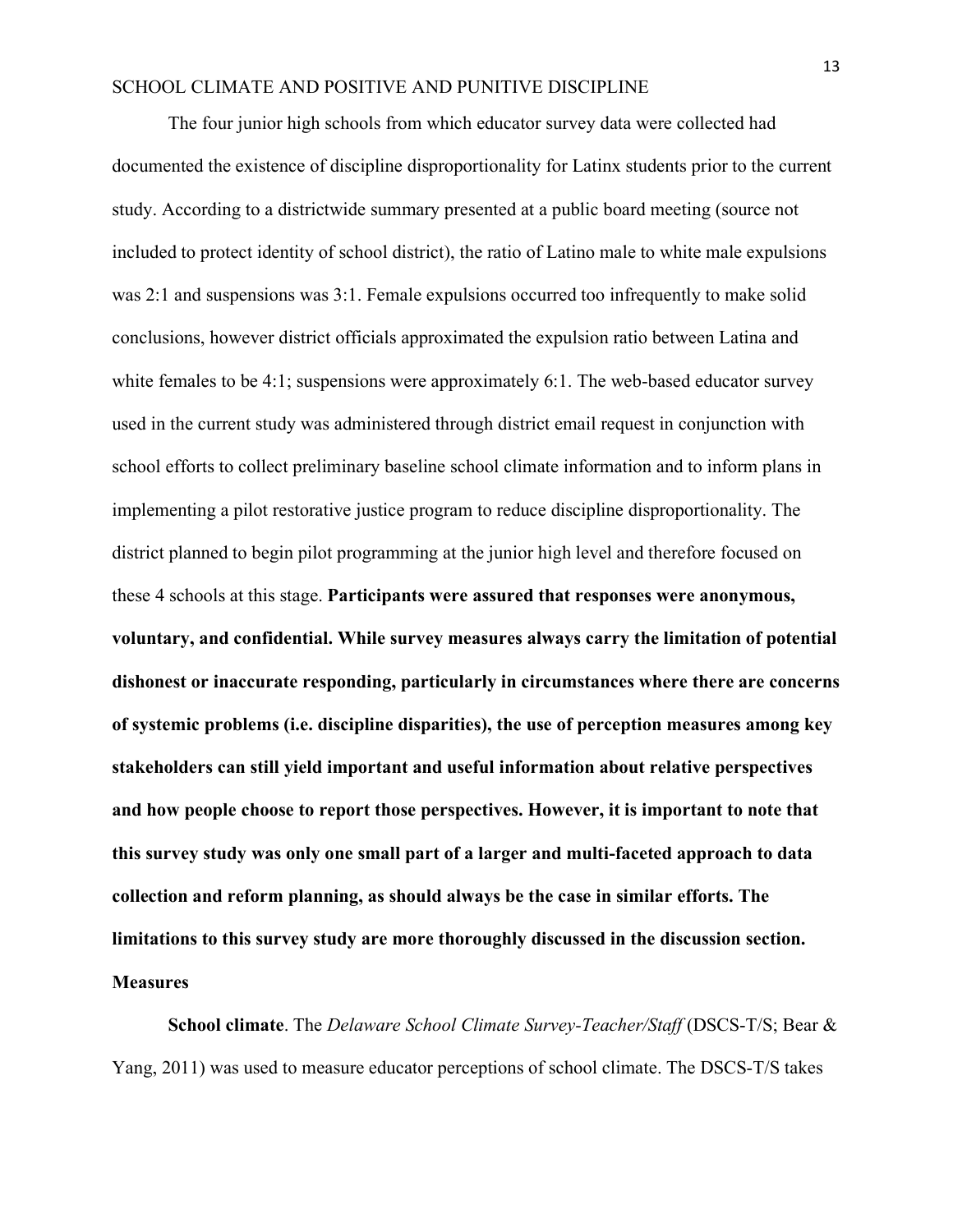The four junior high schools from which educator survey data were collected had documented the existence of discipline disproportionality for Latinx students prior to the current study. According to a districtwide summary presented at a public board meeting (source not included to protect identity of school district), the ratio of Latino male to white male expulsions was 2:1 and suspensions was 3:1. Female expulsions occurred too infrequently to make solid conclusions, however district officials approximated the expulsion ratio between Latina and white females to be 4:1; suspensions were approximately 6:1. The web-based educator survey used in the current study was administered through district email request in conjunction with school efforts to collect preliminary baseline school climate information and to inform plans in implementing a pilot restorative justice program to reduce discipline disproportionality. The district planned to begin pilot programming at the junior high level and therefore focused on these 4 schools at this stage. **Participants were assured that responses were anonymous, voluntary, and confidential. While survey measures always carry the limitation of potential dishonest or inaccurate responding, particularly in circumstances where there are concerns of systemic problems (i.e. discipline disparities), the use of perception measures among key stakeholders can still yield important and useful information about relative perspectives and how people choose to report those perspectives. However, it is important to note that this survey study was only one small part of a larger and multi-faceted approach to data collection and reform planning, as should always be the case in similar efforts. The limitations to this survey study are more thoroughly discussed in the discussion section.**

## Measures

**School climate**. The *Delaware School Climate Survey-Teacher/Staff* (DSCS-T/S; Bear & Yang, 2011) was used to measure educator perceptions of school climate. The DSCS-T/S takes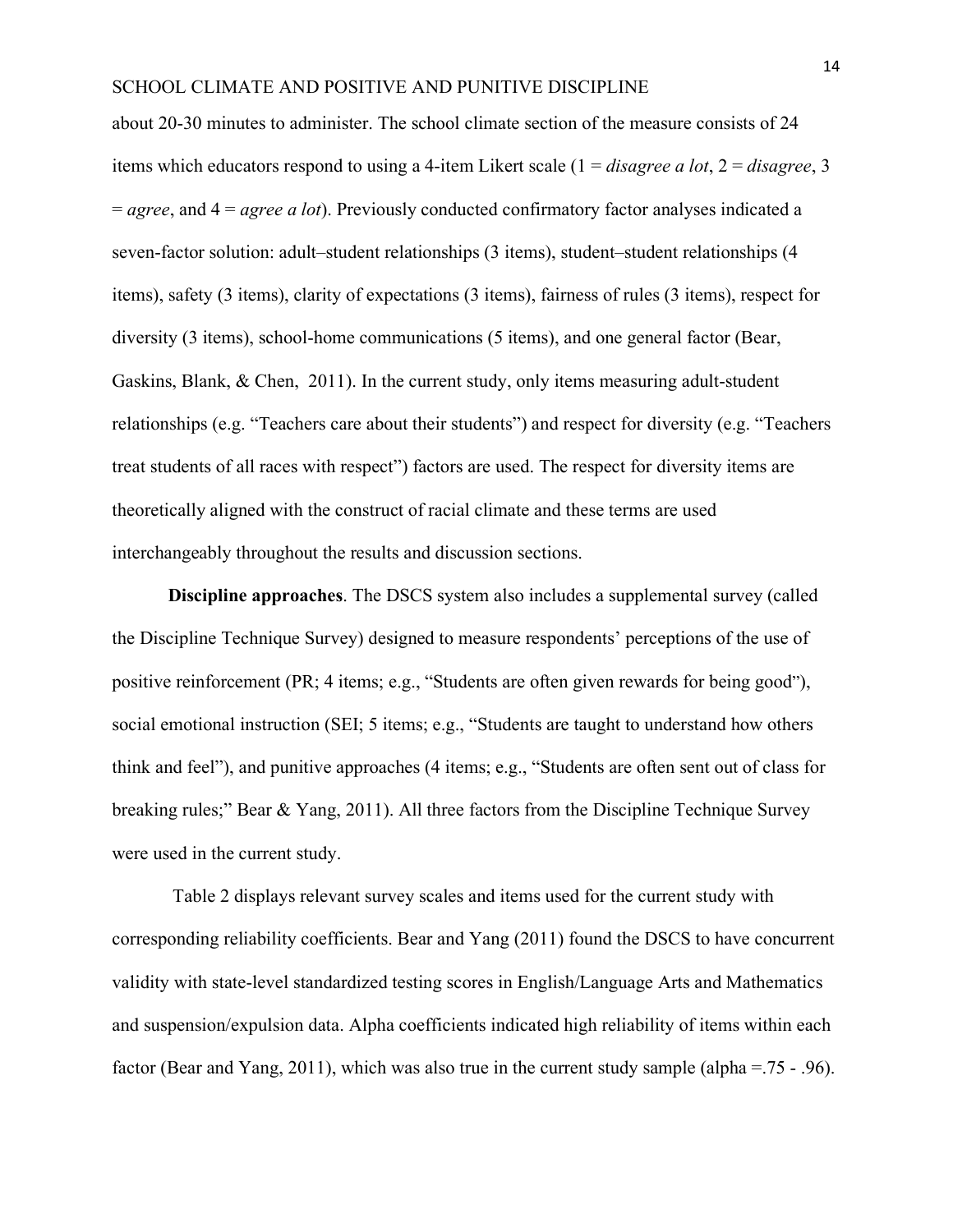about 20-30 minutes to administer. The school climate section of the measure consists of 24 items which educators respond to using a 4-item Likert scale (1 = *disagree a lot*, 2 = *disagree*, 3 = *agree*, and 4 = *agree a lot*). Previously conducted confirmatory factor analyses indicated a seven-factor solution: adult–student relationships (3 items), student–student relationships (4 items), safety (3 items), clarity of expectations (3 items), fairness of rules (3 items), respect for diversity (3 items), school-home communications (5 items), and one general factor (Bear, Gaskins, Blank, & Chen, 2011). In the current study, only items measuring adult-student relationships (e.g. "Teachers care about their students") and respect for diversity (e.g. "Teachers treat students of all races with respect") factors are used. The respect for diversity items are theoretically aligned with the construct of racial climate and these terms are used interchangeably throughout the results and discussion sections.

**Discipline approaches**. The DSCS system also includes a supplemental survey (called the Discipline Technique Survey) designed to measure respondents' perceptions of the use of positive reinforcement (PR; 4 items; e.g., "Students are often given rewards for being good"), social emotional instruction (SEI; 5 items; e.g., "Students are taught to understand how others think and feel"), and punitive approaches (4 items; e.g., "Students are often sent out of class for breaking rules;" Bear & Yang, 2011). All three factors from the Discipline Technique Survey were used in the current study.

Table 2 displays relevant survey scales and items used for the current study with corresponding reliability coefficients. Bear and Yang (2011) found the DSCS to have concurrent validity with state-level standardized testing scores in English/Language Arts and Mathematics and suspension/expulsion data. Alpha coefficients indicated high reliability of items within each factor (Bear and Yang, 2011), which was also true in the current study sample (alpha =.75 - .96).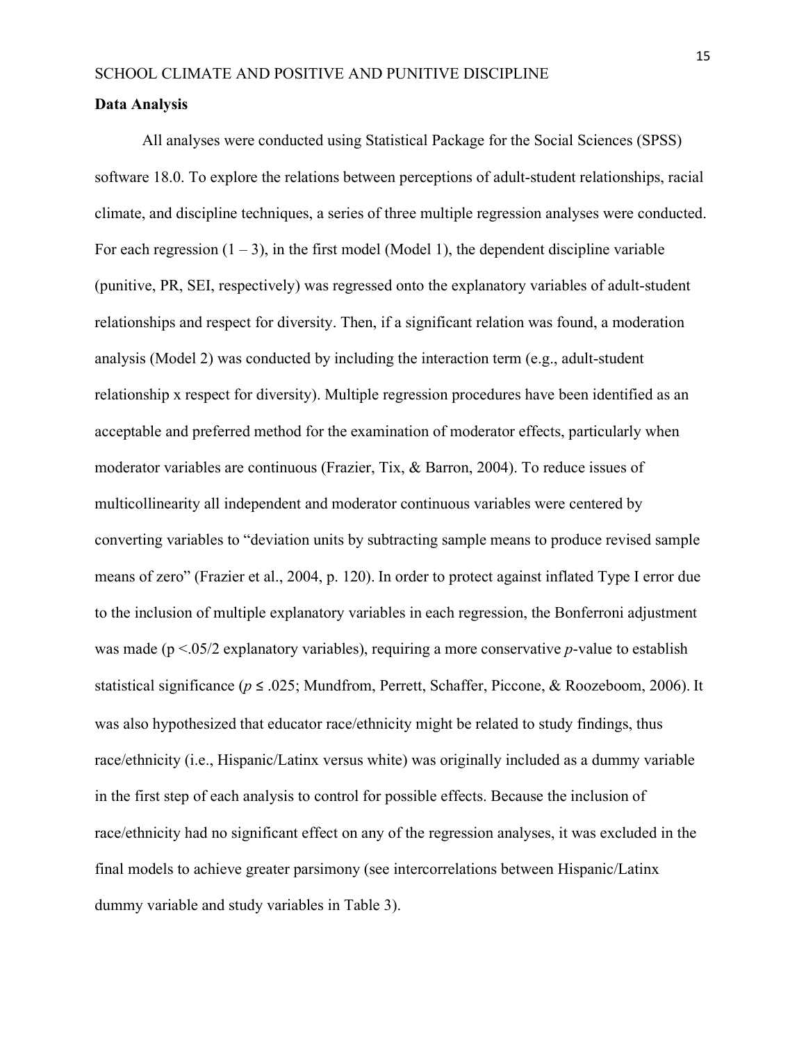**Data Analysis**

All analyses were conducted using Statistical Package for the Social Sciences (SPSS) software 18.0. To explore the relations between perceptions of adult-student relationships, racial climate, and discipline techniques, a series of three multiple regression analyses were conducted. For each regression (1 – 3), in the first model (Model 1), the dependent discipline variable (punitive, PR, SEI, respectively) was regressed onto the explanatory variables of adult-student relationships and respect for diversity. Then, if a significant relation was found, a moderation analysis (Model 2) was conducted by including the interaction term (e.g., adult-student relationship x respect for diversity). Multiple regression procedures have been identified as an acceptable and preferred method for the examination of moderator effects, particularly when moderator variables are continuous (Frazier, Tix, & Barron, 2004). To reduce issues of multicollinearity all independent and moderator continuous variables were centered by converting variables to "deviation units by subtracting sample means to produce revised sample means of zero" (Frazier et al., 2004, p. 120). In order to protect against inflated Type I error due to the inclusion of multiple explanatory variables in each regression, the Bonferroni adjustment was made ($p < .05/2$ explanatory variables), requiring a more conservative *p*-value to establish statistical significance ($p \leq .025$; Mundfrom, Perrett, Schaffer, Piccone, & Roozeboom, 2006). It was also hypothesized that educator race/ethnicity might be related to study findings, thus race/ethnicity (i.e., Hispanic/Latinx versus white) was originally included as a dummy variable in the first step of each analysis to control for possible effects. Because the inclusion of race/ethnicity had no significant effect on any of the regression analyses, it was excluded in the final models to achieve greater parsimony (see intercorrelations between Hispanic/Latinx dummy variable and study variables in Table 3).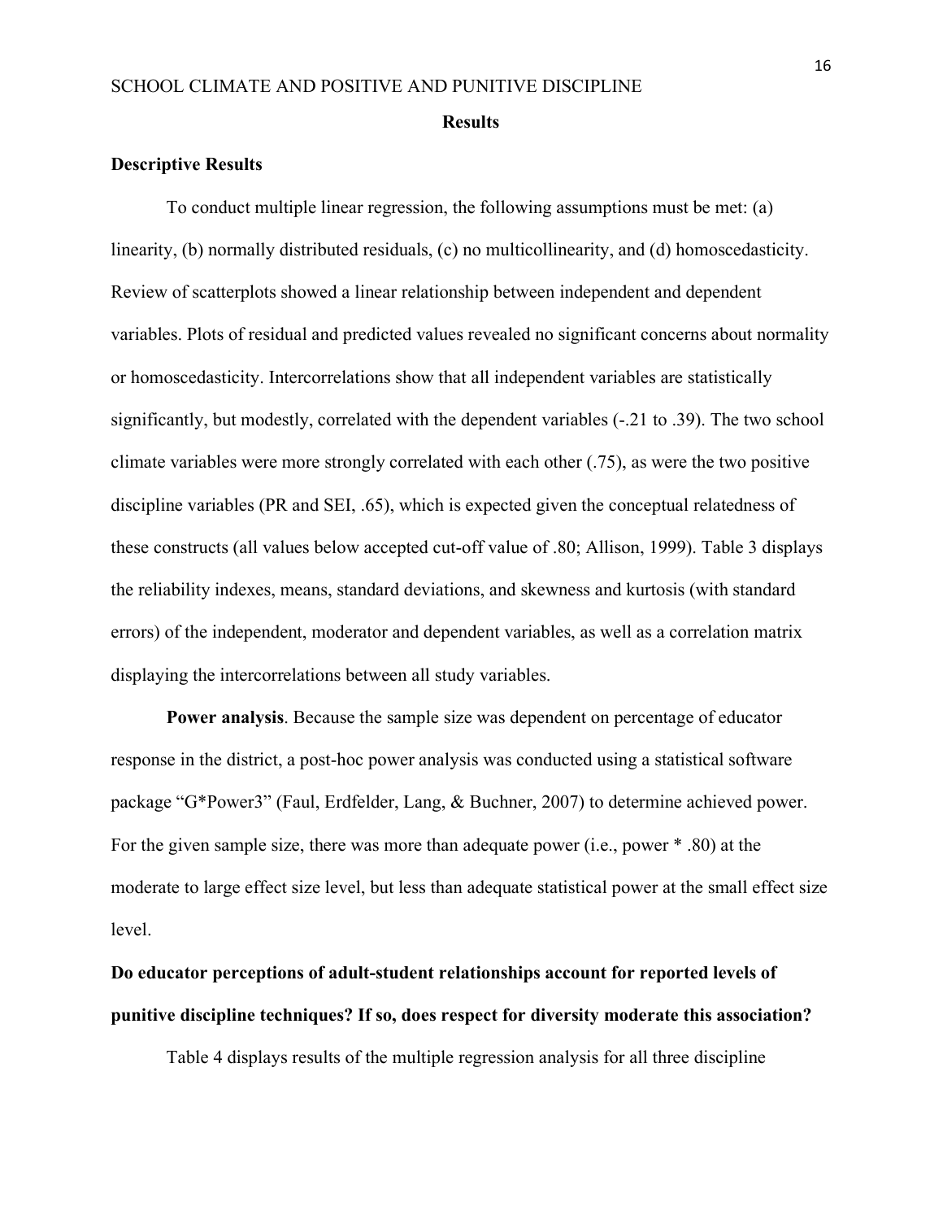## Results

### Descriptive Results

To conduct multiple linear regression, the following assumptions must be met: (a) linearity, (b) normally distributed residuals, (c) no multicollinearity, and (d) homoscedasticity. Review of scatterplots showed a linear relationship between independent and dependent variables. Plots of residual and predicted values revealed no significant concerns about normality or homoscedasticity. Intercorrelations show that all independent variables are statistically significantly, but modestly, correlated with the dependent variables (-.21 to .39). The two school climate variables were more strongly correlated with each other (.75), as were the two positive discipline variables (PR and SEI, .65), which is expected given the conceptual relatedness of these constructs (all values below accepted cut-off value of .80; Allison, 1999). Table 3 displays the reliability indexes, means, standard deviations, and skewness and kurtosis (with standard errors) of the independent, moderator and dependent variables, as well as a correlation matrix displaying the intercorrelations between all study variables.

**Power analysis**. Because the sample size was dependent on percentage of educator response in the district, a post-hoc power analysis was conducted using a statistical software package "G*Power3" (Faul, Erdfelder, Lang, & Buchner, 2007) to determine achieved power. For the given sample size, there was more than adequate power (i.e., power * .80) at the moderate to large effect size level, but less than adequate statistical power at the small effect size level.

### Do educator perceptions of adult-student relationships account for reported levels of punitive discipline techniques? If so, does respect for diversity moderate this association?

Table 4 displays results of the multiple regression analysis for all three discipline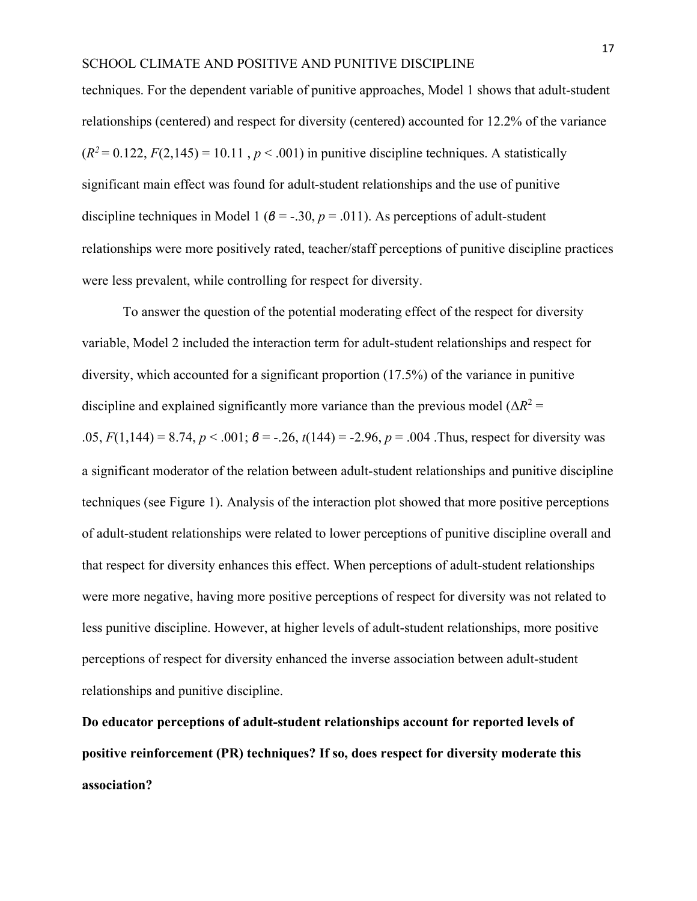techniques. For the dependent variable of punitive approaches, Model 1 shows that adult-student relationships (centered) and respect for diversity (centered) accounted for 12.2% of the variance ($R^2 = 0.122$, $F(2,145) = 10.11$ , $p < .001$) in punitive discipline techniques. A statistically significant main effect was found for adult-student relationships and the use of punitive discipline techniques in Model 1 ($\beta = -.30$, $p = .011$). As perceptions of adult-student relationships were more positively rated, teacher/staff perceptions of punitive discipline practices were less prevalent, while controlling for respect for diversity.

To answer the question of the potential moderating effect of the respect for diversity variable, Model 2 included the interaction term for adult-student relationships and respect for diversity, which accounted for a significant proportion (17.5%) of the variance in punitive discipline and explained significantly more variance than the previous model ($\Delta R^2 = .05$, $F(1,144) = 8.74$, $p < .001$; $\beta = -.26$, $t(144) = -2.96$, $p = .004$ .Thus, respect for diversity was a significant moderator of the relation between adult-student relationships and punitive discipline techniques (see Figure 1). Analysis of the interaction plot showed that more positive perceptions of adult-student relationships were related to lower perceptions of punitive discipline overall and that respect for diversity enhances this effect. When perceptions of adult-student relationships were more negative, having more positive perceptions of respect for diversity was not related to less punitive discipline. However, at higher levels of adult-student relationships, more positive perceptions of respect for diversity enhanced the inverse association between adult-student relationships and punitive discipline.

**Do educator perceptions of adult-student relationships account for reported levels of positive reinforcement (PR) techniques? If so, does respect for diversity moderate this association?**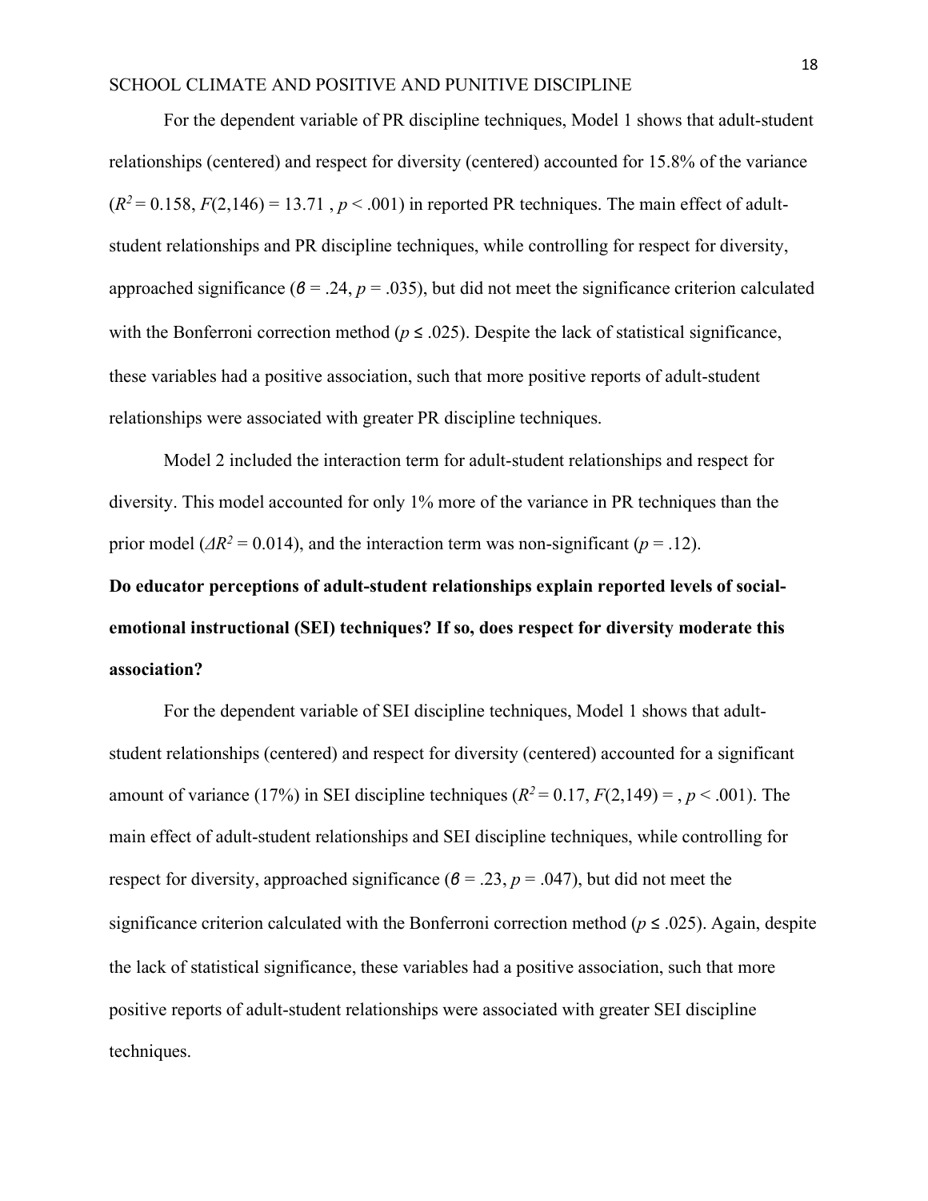For the dependent variable of PR discipline techniques, Model 1 shows that adult-student relationships (centered) and respect for diversity (centered) accounted for 15.8% of the variance ($R^2 = 0.158$, $F(2,146) = 13.71$ , $p < .001$) in reported PR techniques. The main effect of adult-student relationships and PR discipline techniques, while controlling for respect for diversity, approached significance ($\beta = .24$, $p = .035$), but did not meet the significance criterion calculated with the Bonferroni correction method ($p \leq .025$). Despite the lack of statistical significance, these variables had a positive association, such that more positive reports of adult-student relationships were associated with greater PR discipline techniques.

Model 2 included the interaction term for adult-student relationships and respect for diversity. This model accounted for only 1% more of the variance in PR techniques than the prior model ($\Delta R^2 = 0.014$), and the interaction term was non-significant ($p = .12$).

**Do educator perceptions of adult-student relationships explain reported levels of social-emotional instructional (SEI) techniques? If so, does respect for diversity moderate this association?**

For the dependent variable of SEI discipline techniques, Model 1 shows that adult-student relationships (centered) and respect for diversity (centered) accounted for a significant amount of variance (17%) in SEI discipline techniques ($R^2 = 0.17$, $F(2,149) =$ , $p < .001$). The main effect of adult-student relationships and SEI discipline techniques, while controlling for respect for diversity, approached significance ($\beta = .23$, $p = .047$), but did not meet the significance criterion calculated with the Bonferroni correction method ($p \leq .025$). Again, despite the lack of statistical significance, these variables had a positive association, such that more positive reports of adult-student relationships were associated with greater SEI discipline techniques.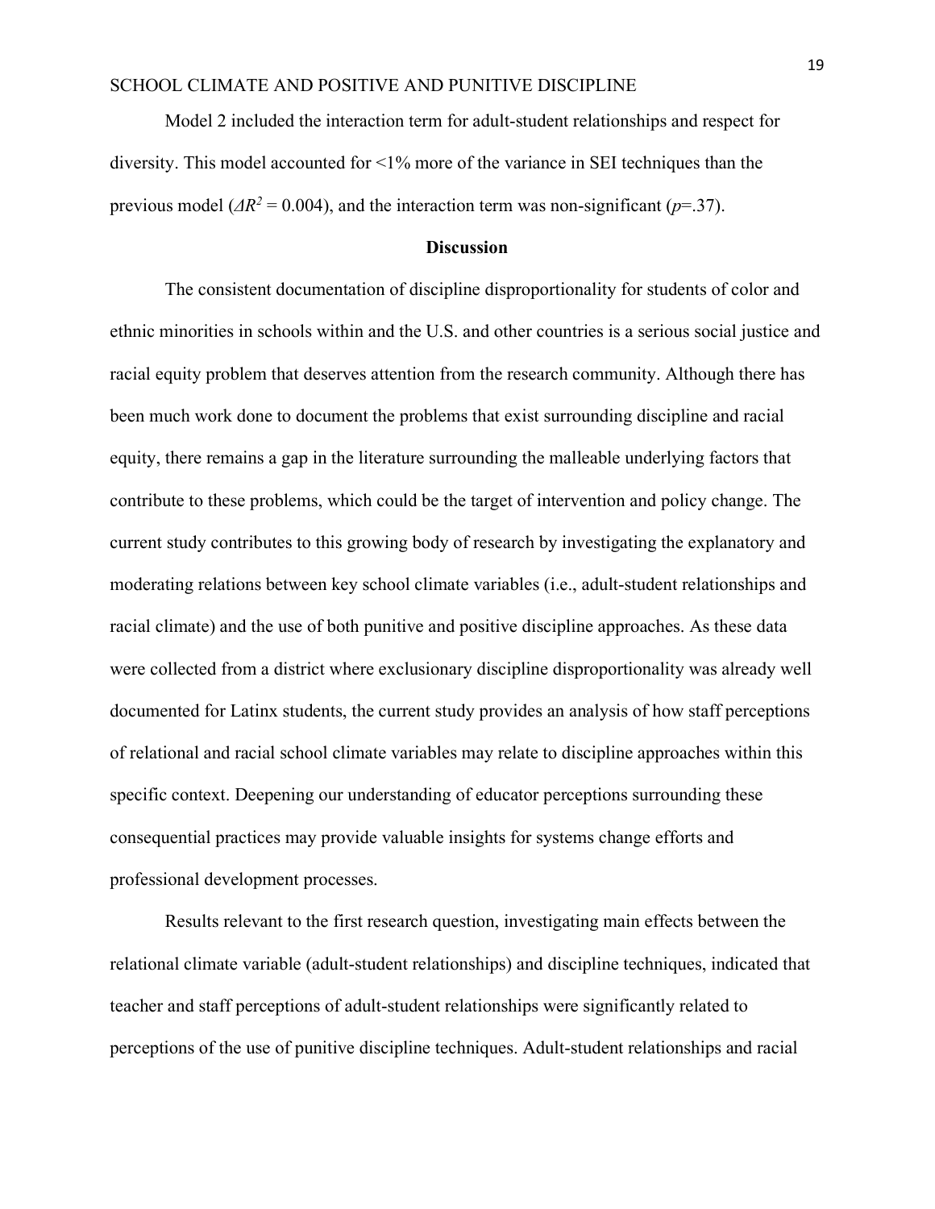Model 2 included the interaction term for adult-student relationships and respect for diversity. This model accounted for <1% more of the variance in SEI techniques than the previous model ($\Delta R^2 = 0.004$), and the interaction term was non-significant ($p$=.37).

## Discussion

The consistent documentation of discipline disproportionality for students of color and ethnic minorities in schools within and the U.S. and other countries is a serious social justice and racial equity problem that deserves attention from the research community. Although there has been much work done to document the problems that exist surrounding discipline and racial equity, there remains a gap in the literature surrounding the malleable underlying factors that contribute to these problems, which could be the target of intervention and policy change. The current study contributes to this growing body of research by investigating the explanatory and moderating relations between key school climate variables (i.e., adult-student relationships and racial climate) and the use of both punitive and positive discipline approaches. As these data were collected from a district where exclusionary discipline disproportionality was already well documented for Latinx students, the current study provides an analysis of how staff perceptions of relational and racial school climate variables may relate to discipline approaches within this specific context. Deepening our understanding of educator perceptions surrounding these consequential practices may provide valuable insights for systems change efforts and professional development processes.

Results relevant to the first research question, investigating main effects between the relational climate variable (adult-student relationships) and discipline techniques, indicated that teacher and staff perceptions of adult-student relationships were significantly related to perceptions of the use of punitive discipline techniques. Adult-student relationships and racial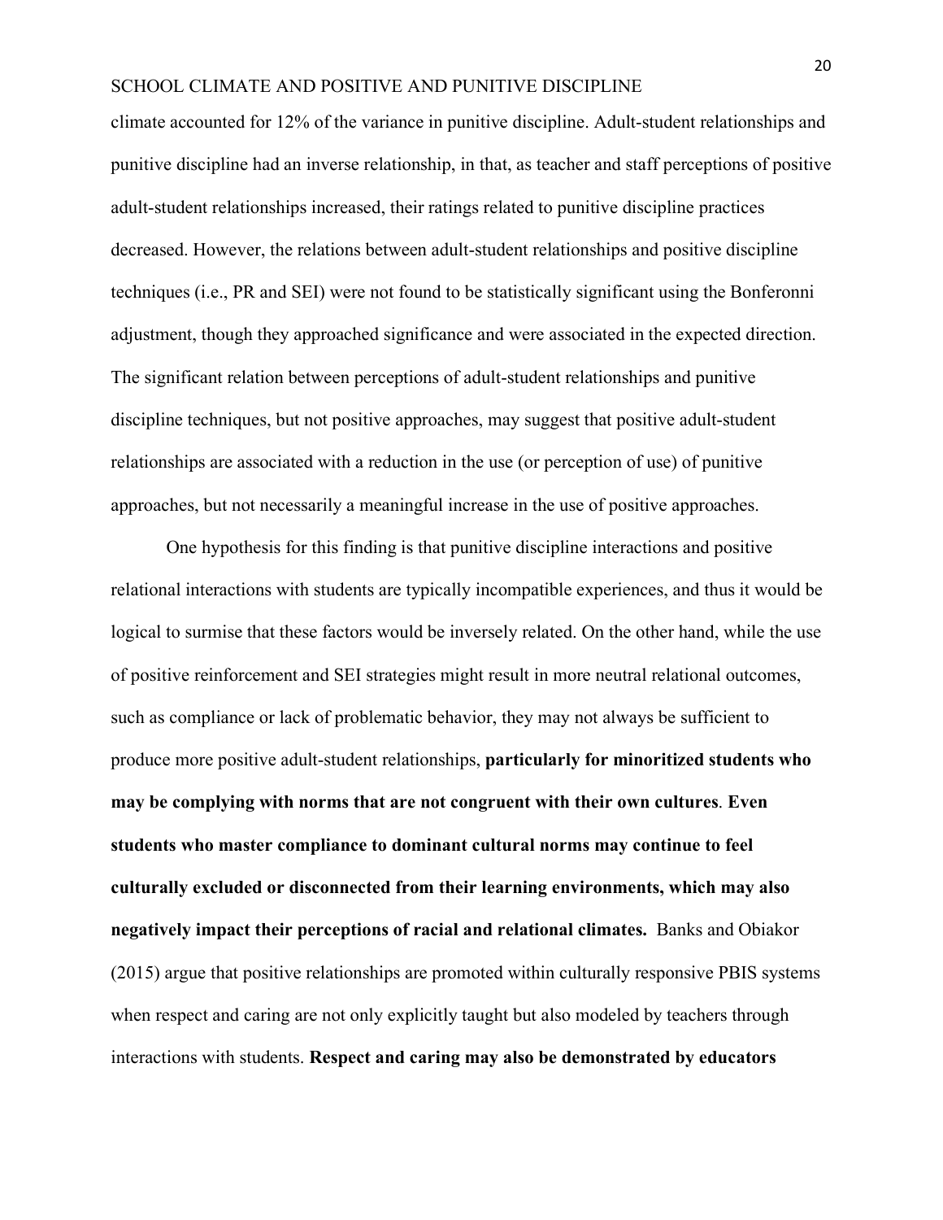climate accounted for 12% of the variance in punitive discipline. Adult-student relationships and punitive discipline had an inverse relationship, in that, as teacher and staff perceptions of positive adult-student relationships increased, their ratings related to punitive discipline practices decreased. However, the relations between adult-student relationships and positive discipline techniques (i.e., PR and SEI) were not found to be statistically significant using the Bonferonni adjustment, though they approached significance and were associated in the expected direction. The significant relation between perceptions of adult-student relationships and punitive discipline techniques, but not positive approaches, may suggest that positive adult-student relationships are associated with a reduction in the use (or perception of use) of punitive approaches, but not necessarily a meaningful increase in the use of positive approaches.

One hypothesis for this finding is that punitive discipline interactions and positive relational interactions with students are typically incompatible experiences, and thus it would be logical to surmise that these factors would be inversely related. On the other hand, while the use of positive reinforcement and SEI strategies might result in more neutral relational outcomes, such as compliance or lack of problematic behavior, they may not always be sufficient to produce more positive adult-student relationships, **particularly for minoritized students who may be complying with norms that are not congruent with their own cultures**. **Even students who master compliance to dominant cultural norms may continue to feel culturally excluded or disconnected from their learning environments, which may also negatively impact their perceptions of racial and relational climates.** Banks and Obiakor (2015) argue that positive relationships are promoted within culturally responsive PBIS systems when respect and caring are not only explicitly taught but also modeled by teachers through interactions with students. **Respect and caring may also be demonstrated by educators**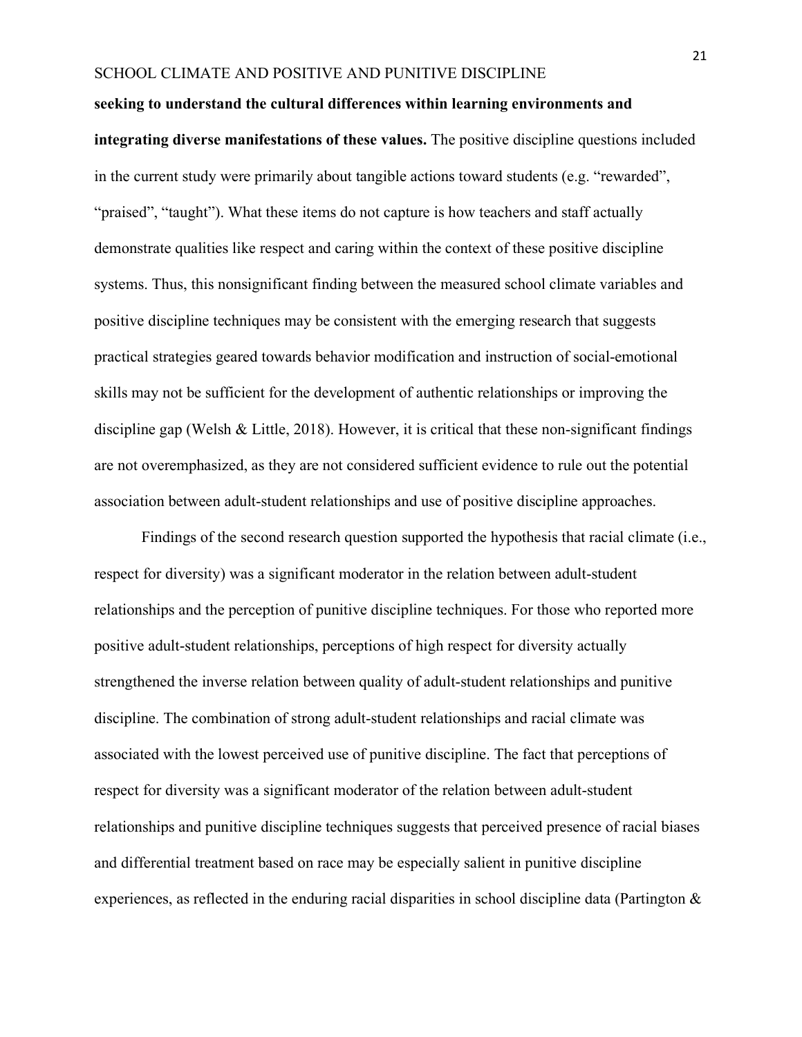**seeking to understand the cultural differences within learning environments and integrating diverse manifestations of these values.** The positive discipline questions included in the current study were primarily about tangible actions toward students (e.g. "rewarded", "praised", "taught"). What these items do not capture is how teachers and staff actually demonstrate qualities like respect and caring within the context of these positive discipline systems. Thus, this nonsignificant finding between the measured school climate variables and positive discipline techniques may be consistent with the emerging research that suggests practical strategies geared towards behavior modification and instruction of social-emotional skills may not be sufficient for the development of authentic relationships or improving the discipline gap (Welsh & Little, 2018). However, it is critical that these non-significant findings are not overemphasized, as they are not considered sufficient evidence to rule out the potential association between adult-student relationships and use of positive discipline approaches.

Findings of the second research question supported the hypothesis that racial climate (i.e., respect for diversity) was a significant moderator in the relation between adult-student relationships and the perception of punitive discipline techniques. For those who reported more positive adult-student relationships, perceptions of high respect for diversity actually strengthened the inverse relation between quality of adult-student relationships and punitive discipline. The combination of strong adult-student relationships and racial climate was associated with the lowest perceived use of punitive discipline. The fact that perceptions of respect for diversity was a significant moderator of the relation between adult-student relationships and punitive discipline techniques suggests that perceived presence of racial biases and differential treatment based on race may be especially salient in punitive discipline experiences, as reflected in the enduring racial disparities in school discipline data (Partington &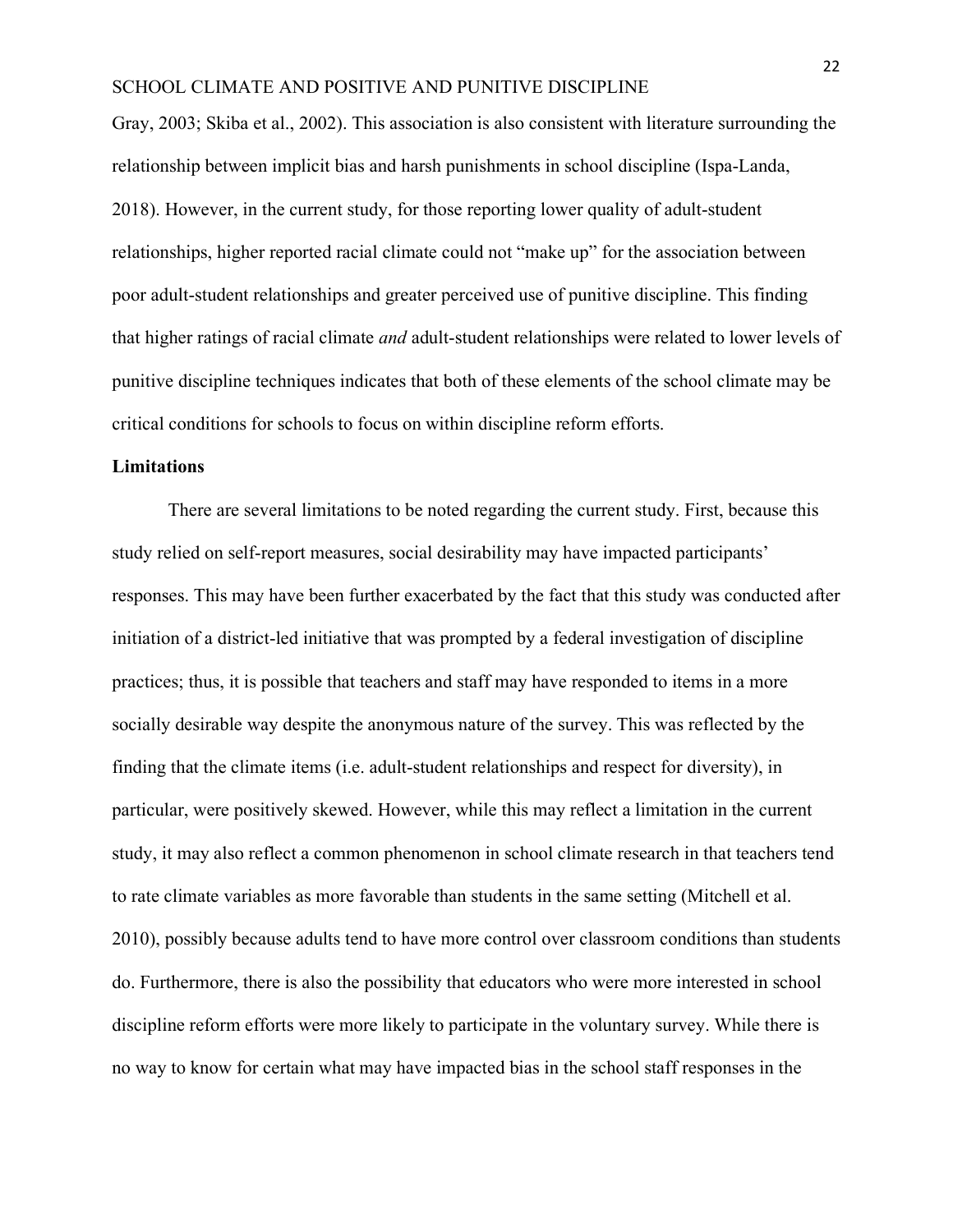Gray, 2003; Skiba et al., 2002). This association is also consistent with literature surrounding the relationship between implicit bias and harsh punishments in school discipline (Ispa-Landa, 2018). However, in the current study, for those reporting lower quality of adult-student relationships, higher reported racial climate could not "make up" for the association between poor adult-student relationships and greater perceived use of punitive discipline. This finding that higher ratings of racial climate *and* adult-student relationships were related to lower levels of punitive discipline techniques indicates that both of these elements of the school climate may be critical conditions for schools to focus on within discipline reform efforts.

## Limitations

There are several limitations to be noted regarding the current study. First, because this study relied on self-report measures, social desirability may have impacted participants' responses. This may have been further exacerbated by the fact that this study was conducted after initiation of a district-led initiative that was prompted by a federal investigation of discipline practices; thus, it is possible that teachers and staff may have responded to items in a more socially desirable way despite the anonymous nature of the survey. This was reflected by the finding that the climate items (i.e. adult-student relationships and respect for diversity), in particular, were positively skewed. However, while this may reflect a limitation in the current study, it may also reflect a common phenomenon in school climate research in that teachers tend to rate climate variables as more favorable than students in the same setting (Mitchell et al. 2010), possibly because adults tend to have more control over classroom conditions than students do. Furthermore, there is also the possibility that educators who were more interested in school discipline reform efforts were more likely to participate in the voluntary survey. While there is no way to know for certain what may have impacted bias in the school staff responses in the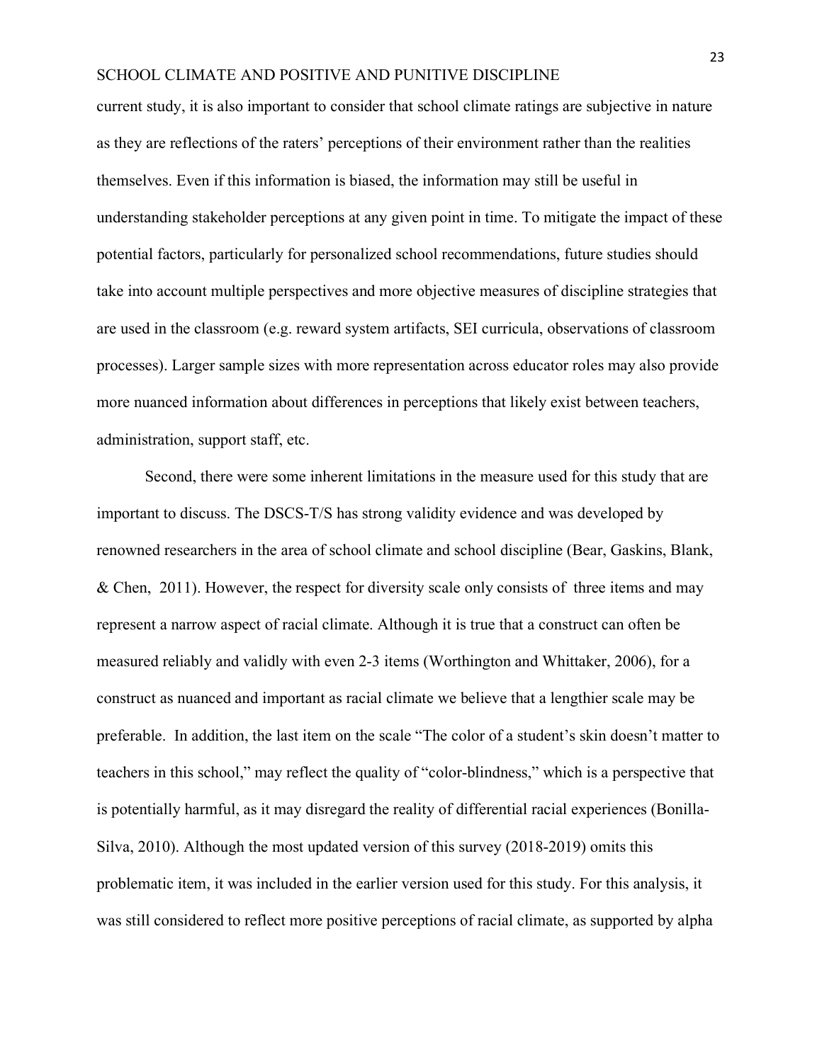current study, it is also important to consider that school climate ratings are subjective in nature as they are reflections of the raters' perceptions of their environment rather than the realities themselves. Even if this information is biased, the information may still be useful in understanding stakeholder perceptions at any given point in time. To mitigate the impact of these potential factors, particularly for personalized school recommendations, future studies should take into account multiple perspectives and more objective measures of discipline strategies that are used in the classroom (e.g. reward system artifacts, SEI curricula, observations of classroom processes). Larger sample sizes with more representation across educator roles may also provide more nuanced information about differences in perceptions that likely exist between teachers, administration, support staff, etc.

Second, there were some inherent limitations in the measure used for this study that are important to discuss. The DSCS-T/S has strong validity evidence and was developed by renowned researchers in the area of school climate and school discipline (Bear, Gaskins, Blank, & Chen, 2011). However, the respect for diversity scale only consists of three items and may represent a narrow aspect of racial climate. Although it is true that a construct can often be measured reliably and validly with even 2-3 items (Worthington and Whittaker, 2006), for a construct as nuanced and important as racial climate we believe that a lengthier scale may be preferable. In addition, the last item on the scale "The color of a student's skin doesn't matter to teachers in this school," may reflect the quality of "color-blindness," which is a perspective that is potentially harmful, as it may disregard the reality of differential racial experiences (Bonilla-Silva, 2010). Although the most updated version of this survey (2018-2019) omits this problematic item, it was included in the earlier version used for this study. For this analysis, it was still considered to reflect more positive perceptions of racial climate, as supported by alpha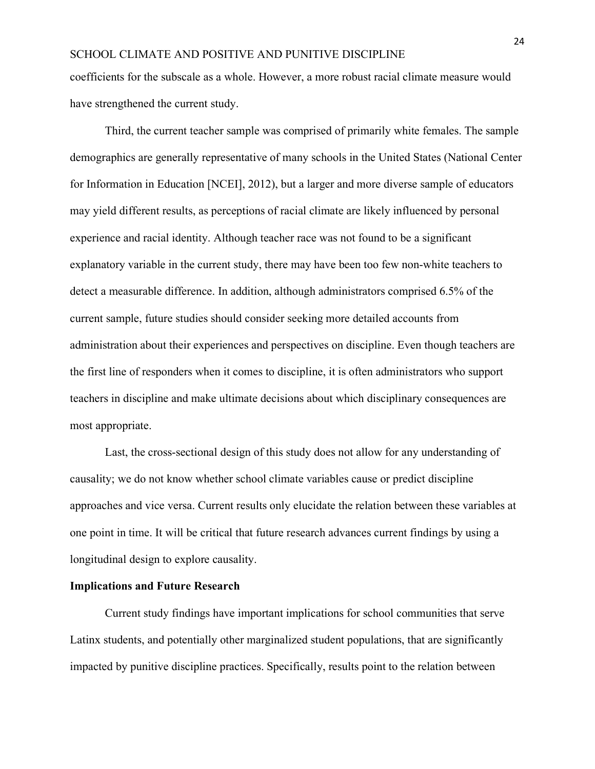coefficients for the subscale as a whole. However, a more robust racial climate measure would have strengthened the current study.

Third, the current teacher sample was comprised of primarily white females. The sample demographics are generally representative of many schools in the United States (National Center for Information in Education [NCEI], 2012), but a larger and more diverse sample of educators may yield different results, as perceptions of racial climate are likely influenced by personal experience and racial identity. Although teacher race was not found to be a significant explanatory variable in the current study, there may have been too few non-white teachers to detect a measurable difference. In addition, although administrators comprised 6.5% of the current sample, future studies should consider seeking more detailed accounts from administration about their experiences and perspectives on discipline. Even though teachers are the first line of responders when it comes to discipline, it is often administrators who support teachers in discipline and make ultimate decisions about which disciplinary consequences are most appropriate.

Last, the cross-sectional design of this study does not allow for any understanding of causality; we do not know whether school climate variables cause or predict discipline approaches and vice versa. Current results only elucidate the relation between these variables at one point in time. It will be critical that future research advances current findings by using a longitudinal design to explore causality.

**Implications and Future Research**

Current study findings have important implications for school communities that serve Latinx students, and potentially other marginalized student populations, that are significantly impacted by punitive discipline practices. Specifically, results point to the relation between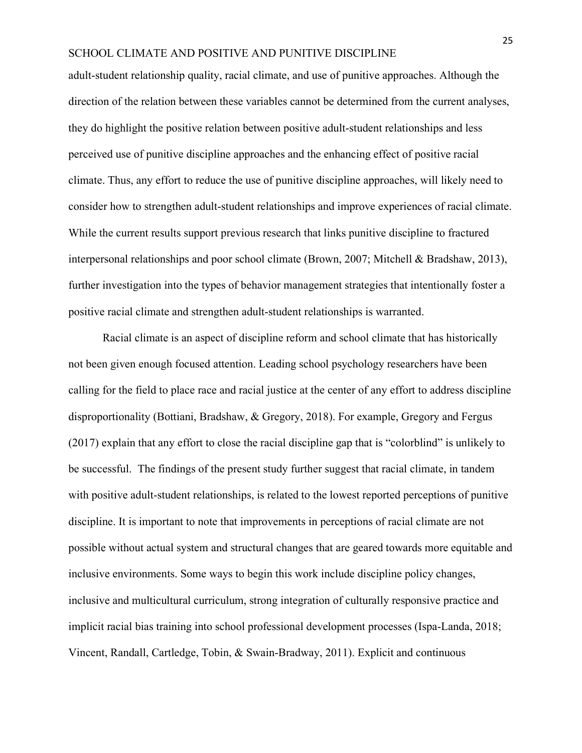adult-student relationship quality, racial climate, and use of punitive approaches. Although the direction of the relation between these variables cannot be determined from the current analyses, they do highlight the positive relation between positive adult-student relationships and less perceived use of punitive discipline approaches and the enhancing effect of positive racial climate. Thus, any effort to reduce the use of punitive discipline approaches, will likely need to consider how to strengthen adult-student relationships and improve experiences of racial climate. While the current results support previous research that links punitive discipline to fractured interpersonal relationships and poor school climate (Brown, 2007; Mitchell & Bradshaw, 2013), further investigation into the types of behavior management strategies that intentionally foster a positive racial climate and strengthen adult-student relationships is warranted.

Racial climate is an aspect of discipline reform and school climate that has historically not been given enough focused attention. Leading school psychology researchers have been calling for the field to place race and racial justice at the center of any effort to address discipline disproportionality (Bottiani, Bradshaw, & Gregory, 2018). For example, Gregory and Fergus (2017) explain that any effort to close the racial discipline gap that is "colorblind" is unlikely to be successful. The findings of the present study further suggest that racial climate, in tandem with positive adult-student relationships, is related to the lowest reported perceptions of punitive discipline. It is important to note that improvements in perceptions of racial climate are not possible without actual system and structural changes that are geared towards more equitable and inclusive environments. Some ways to begin this work include discipline policy changes, inclusive and multicultural curriculum, strong integration of culturally responsive practice and implicit racial bias training into school professional development processes (Ispa-Landa, 2018; Vincent, Randall, Cartledge, Tobin, & Swain-Bradway, 2011). Explicit and continuous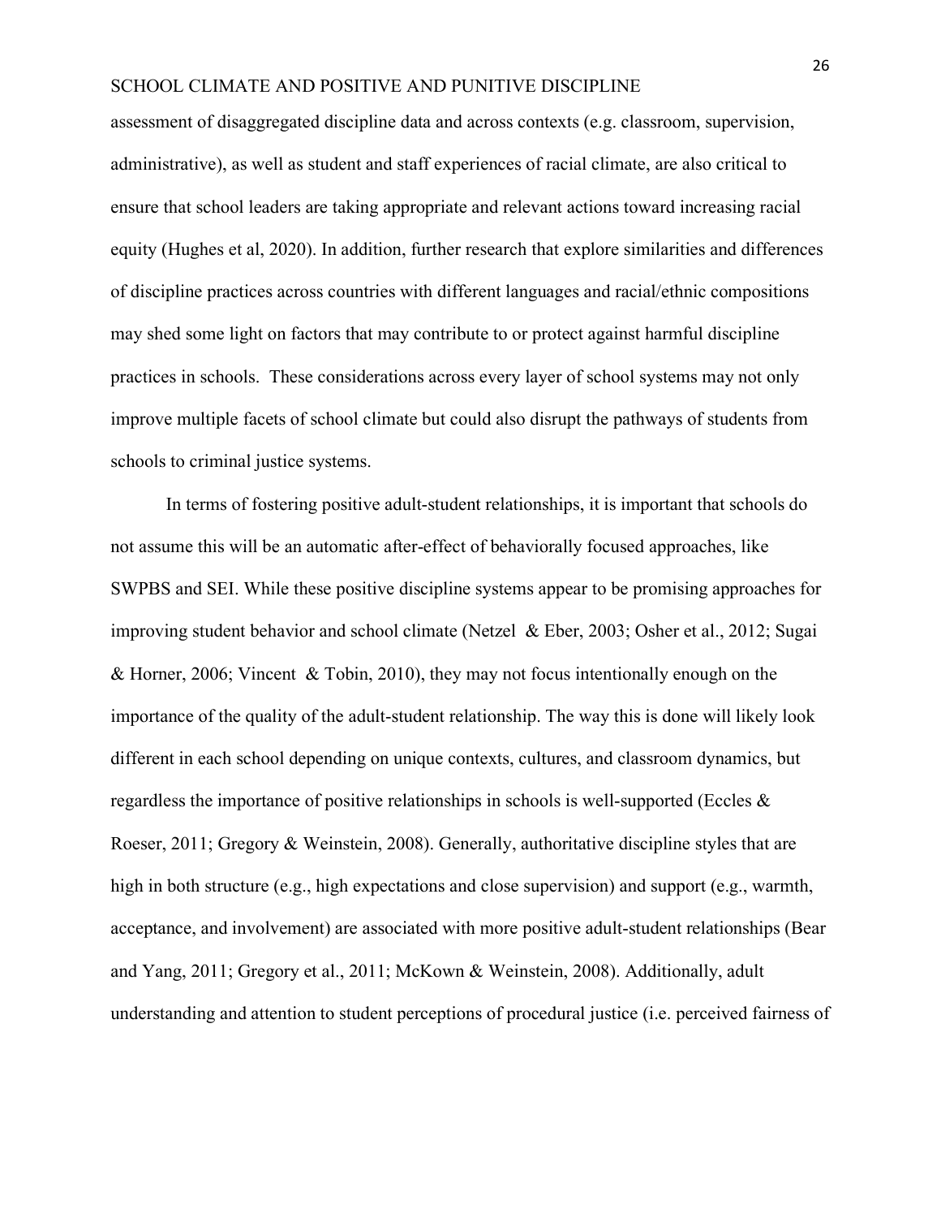assessment of disaggregated discipline data and across contexts (e.g. classroom, supervision, administrative), as well as student and staff experiences of racial climate, are also critical to ensure that school leaders are taking appropriate and relevant actions toward increasing racial equity (Hughes et al, 2020). In addition, further research that explore similarities and differences of discipline practices across countries with different languages and racial/ethnic compositions may shed some light on factors that may contribute to or protect against harmful discipline practices in schools. These considerations across every layer of school systems may not only improve multiple facets of school climate but could also disrupt the pathways of students from schools to criminal justice systems.

In terms of fostering positive adult-student relationships, it is important that schools do not assume this will be an automatic after-effect of behaviorally focused approaches, like SWPBS and SEI. While these positive discipline systems appear to be promising approaches for improving student behavior and school climate (Netzel & Eber, 2003; Osher et al., 2012; Sugai & Horner, 2006; Vincent & Tobin, 2010), they may not focus intentionally enough on the importance of the quality of the adult-student relationship. The way this is done will likely look different in each school depending on unique contexts, cultures, and classroom dynamics, but regardless the importance of positive relationships in schools is well-supported (Eccles & Roeser, 2011; Gregory & Weinstein, 2008). Generally, authoritative discipline styles that are high in both structure (e.g., high expectations and close supervision) and support (e.g., warmth, acceptance, and involvement) are associated with more positive adult-student relationships (Bear and Yang, 2011; Gregory et al., 2011; McKown & Weinstein, 2008). Additionally, adult understanding and attention to student perceptions of procedural justice (i.e. perceived fairness of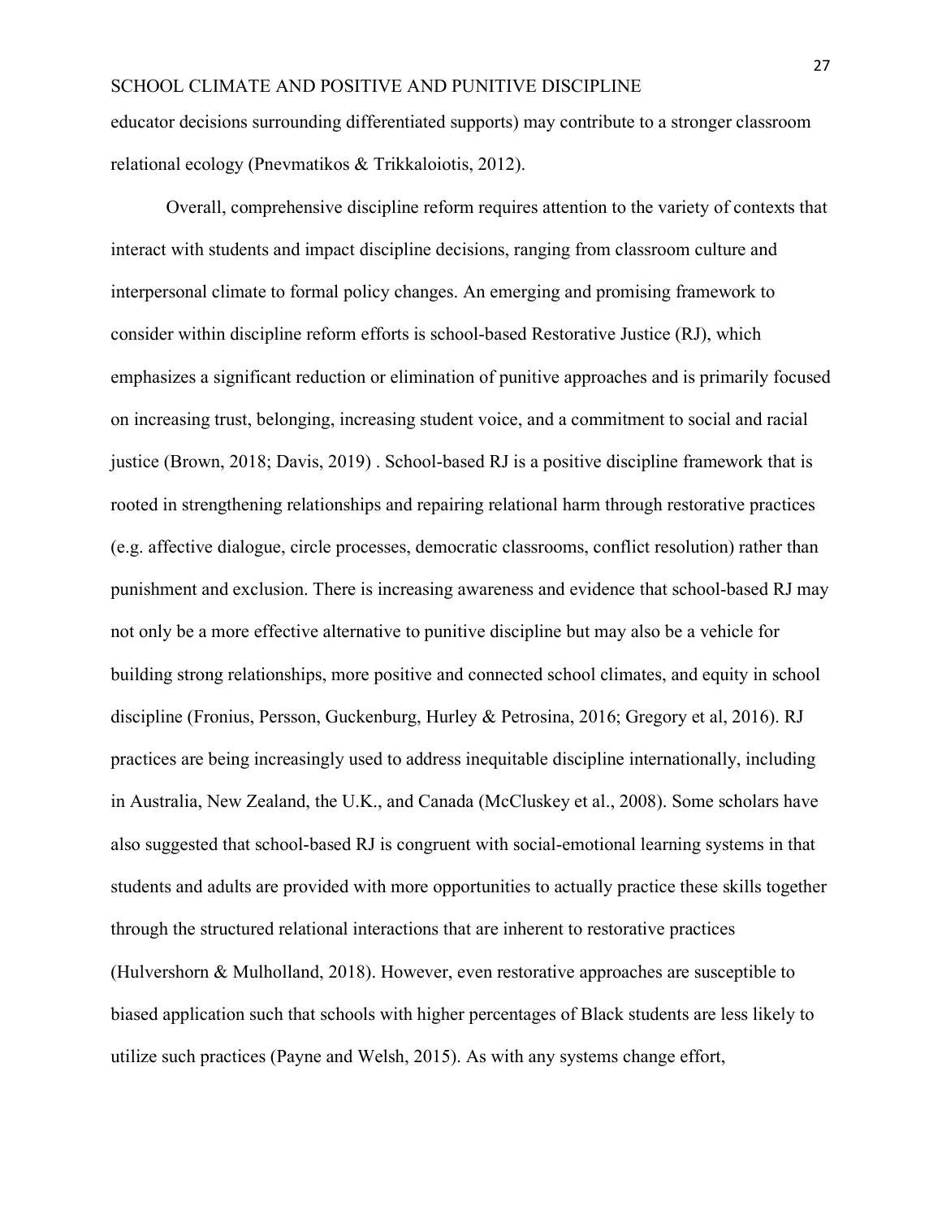educator decisions surrounding differentiated supports) may contribute to a stronger classroom relational ecology (Pnevmatikos & Trikkaloiotis, 2012).

Overall, comprehensive discipline reform requires attention to the variety of contexts that interact with students and impact discipline decisions, ranging from classroom culture and interpersonal climate to formal policy changes. An emerging and promising framework to consider within discipline reform efforts is school-based Restorative Justice (RJ), which emphasizes a significant reduction or elimination of punitive approaches and is primarily focused on increasing trust, belonging, increasing student voice, and a commitment to social and racial justice (Brown, 2018; Davis, 2019) . School-based RJ is a positive discipline framework that is rooted in strengthening relationships and repairing relational harm through restorative practices (e.g. affective dialogue, circle processes, democratic classrooms, conflict resolution) rather than punishment and exclusion. There is increasing awareness and evidence that school-based RJ may not only be a more effective alternative to punitive discipline but may also be a vehicle for building strong relationships, more positive and connected school climates, and equity in school discipline (Fronius, Persson, Guckenburg, Hurley & Petrosina, 2016; Gregory et al, 2016). RJ practices are being increasingly used to address inequitable discipline internationally, including in Australia, New Zealand, the U.K., and Canada (McCluskey et al., 2008). Some scholars have also suggested that school-based RJ is congruent with social-emotional learning systems in that students and adults are provided with more opportunities to actually practice these skills together through the structured relational interactions that are inherent to restorative practices (Hulvershorn & Mulholland, 2018). However, even restorative approaches are susceptible to biased application such that schools with higher percentages of Black students are less likely to utilize such practices (Payne and Welsh, 2015). As with any systems change effort,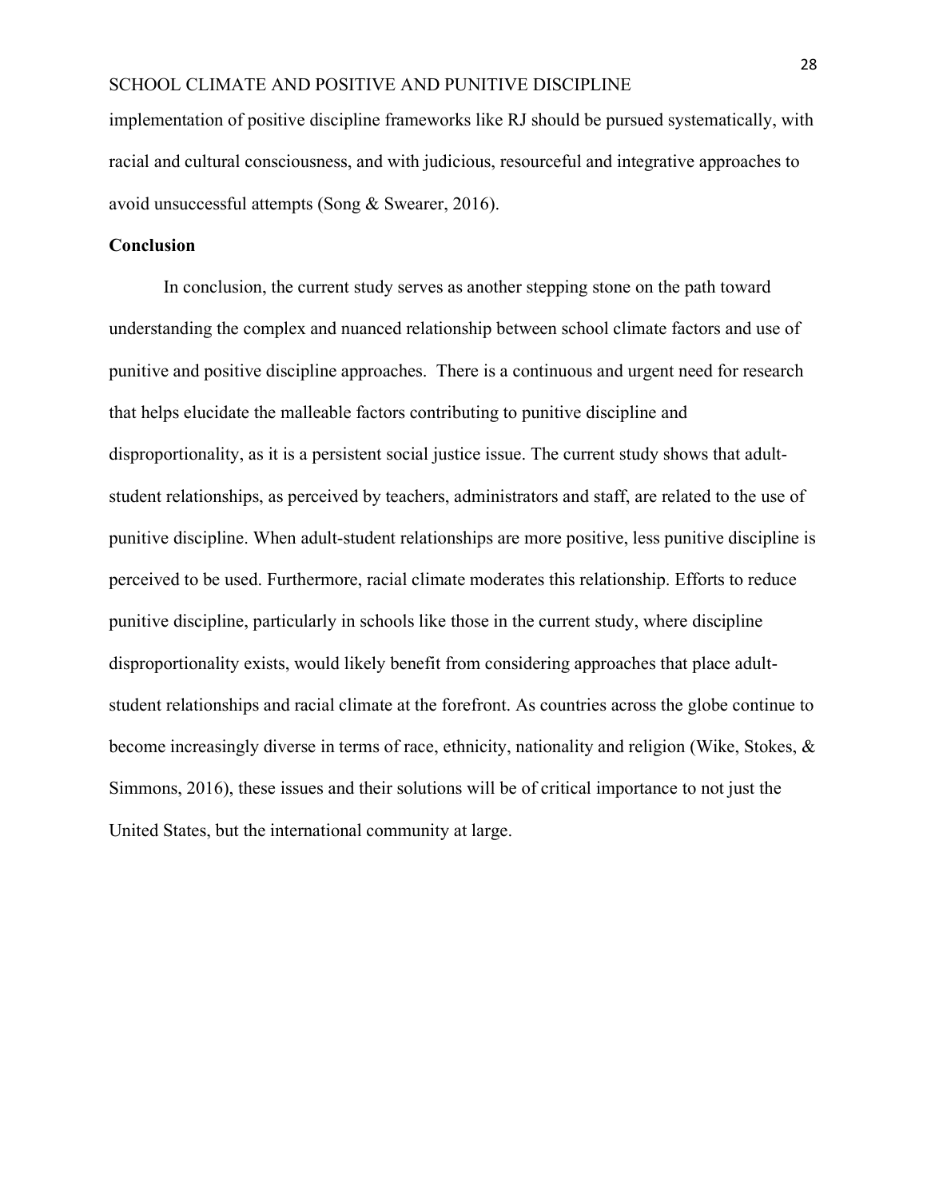implementation of positive discipline frameworks like RJ should be pursued systematically, with racial and cultural consciousness, and with judicious, resourceful and integrative approaches to avoid unsuccessful attempts (Song & Swearer, 2016).

**Conclusion**

In conclusion, the current study serves as another stepping stone on the path toward understanding the complex and nuanced relationship between school climate factors and use of punitive and positive discipline approaches. There is a continuous and urgent need for research that helps elucidate the malleable factors contributing to punitive discipline and disproportionality, as it is a persistent social justice issue. The current study shows that adult-student relationships, as perceived by teachers, administrators and staff, are related to the use of punitive discipline. When adult-student relationships are more positive, less punitive discipline is perceived to be used. Furthermore, racial climate moderates this relationship. Efforts to reduce punitive discipline, particularly in schools like those in the current study, where discipline disproportionality exists, would likely benefit from considering approaches that place adult-student relationships and racial climate at the forefront. As countries across the globe continue to become increasingly diverse in terms of race, ethnicity, nationality and religion (Wike, Stokes, & Simmons, 2016), these issues and their solutions will be of critical importance to not just the United States, but the international community at large.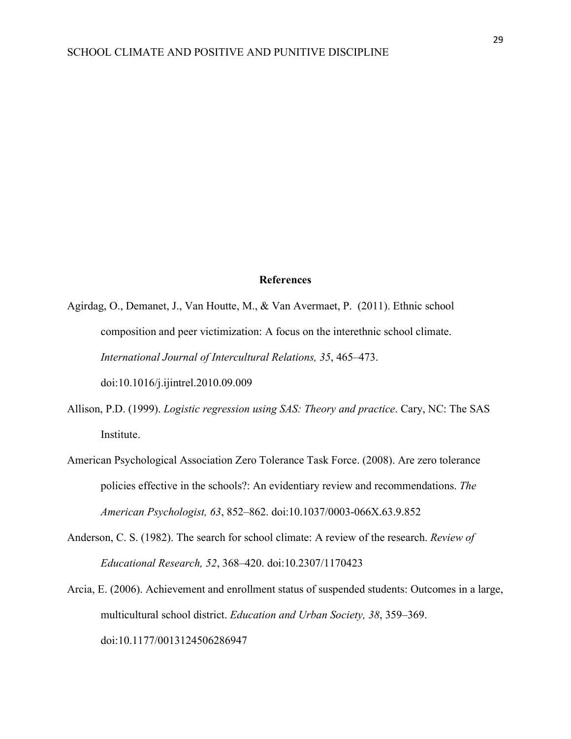# References

Agirdag, O., Demanet, J., Van Houtte, M., & Van Avermaet, P.  (2011). Ethnic school composition and peer victimization: A focus on the interethnic school climate. *International Journal of Intercultural Relations, 35*, 465–473. doi:10.1016/j.ijintrel.2010.09.009

Allison, P.D. (1999). *Logistic regression using SAS: Theory and practice*. Cary, NC: The SAS Institute.

American Psychological Association Zero Tolerance Task Force. (2008). Are zero tolerance policies effective in the schools?: An evidentiary review and recommendations. *The American Psychologist, 63*, 852–862. doi:10.1037/0003-066X.63.9.852

Anderson, C. S. (1982). The search for school climate: A review of the research. *Review of Educational Research, 52*, 368–420. doi:10.2307/1170423

Arcia, E. (2006). Achievement and enrollment status of suspended students: Outcomes in a large, multicultural school district. *Education and Urban Society, 38*, 359–369. doi:10.1177/0013124506286947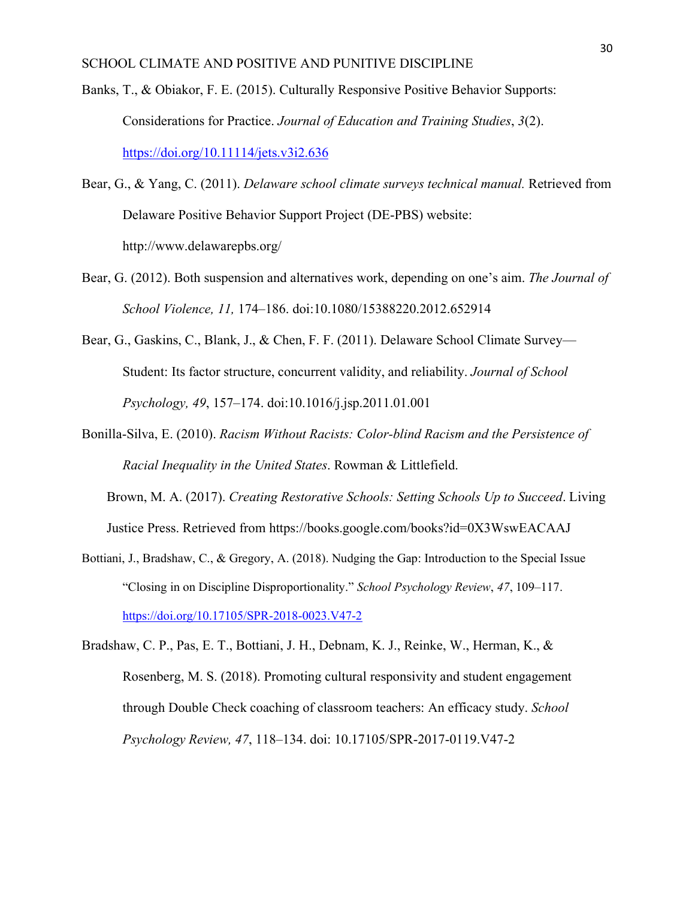Banks, T., & Obiakor, F. E. (2015). Culturally Responsive Positive Behavior Supports: Considerations for Practice. *Journal of Education and Training Studies*, *3*(2). https://doi.org/10.11114/jets.v3i2.636

Bear, G., & Yang, C. (2011). *Delaware school climate surveys technical manual.* Retrieved from Delaware Positive Behavior Support Project (DE-PBS) website: http://www.delawarepbs.org/

Bear, G. (2012). Both suspension and alternatives work, depending on one's aim. *The Journal of School Violence, 11,* 174–186. doi:10.1080/15388220.2012.652914

Bear, G., Gaskins, C., Blank, J., & Chen, F. F. (2011). Delaware School Climate Survey—Student: Its factor structure, concurrent validity, and reliability. *Journal of School Psychology, 49*, 157–174. doi:10.1016/j.jsp.2011.01.001

Bonilla-Silva, E. (2010). *Racism Without Racists: Color-blind Racism and the Persistence of Racial Inequality in the United States*. Rowman & Littlefield.

Brown, M. A. (2017). *Creating Restorative Schools: Setting Schools Up to Succeed*. Living Justice Press. Retrieved from https://books.google.com/books?id=0X3WswEACAAJ

Bottiani, J., Bradshaw, C., & Gregory, A. (2018). Nudging the Gap: Introduction to the Special Issue "Closing in on Discipline Disproportionality." *School Psychology Review*, *47*, 109–117. https://doi.org/10.17105/SPR-2018-0023.V47-2

Bradshaw, C. P., Pas, E. T., Bottiani, J. H., Debnam, K. J., Reinke, W., Herman, K., & Rosenberg, M. S. (2018). Promoting cultural responsivity and student engagement through Double Check coaching of classroom teachers: An efficacy study. *School Psychology Review, 47*, 118–134. doi: 10.17105/SPR-2017-0119.V47-2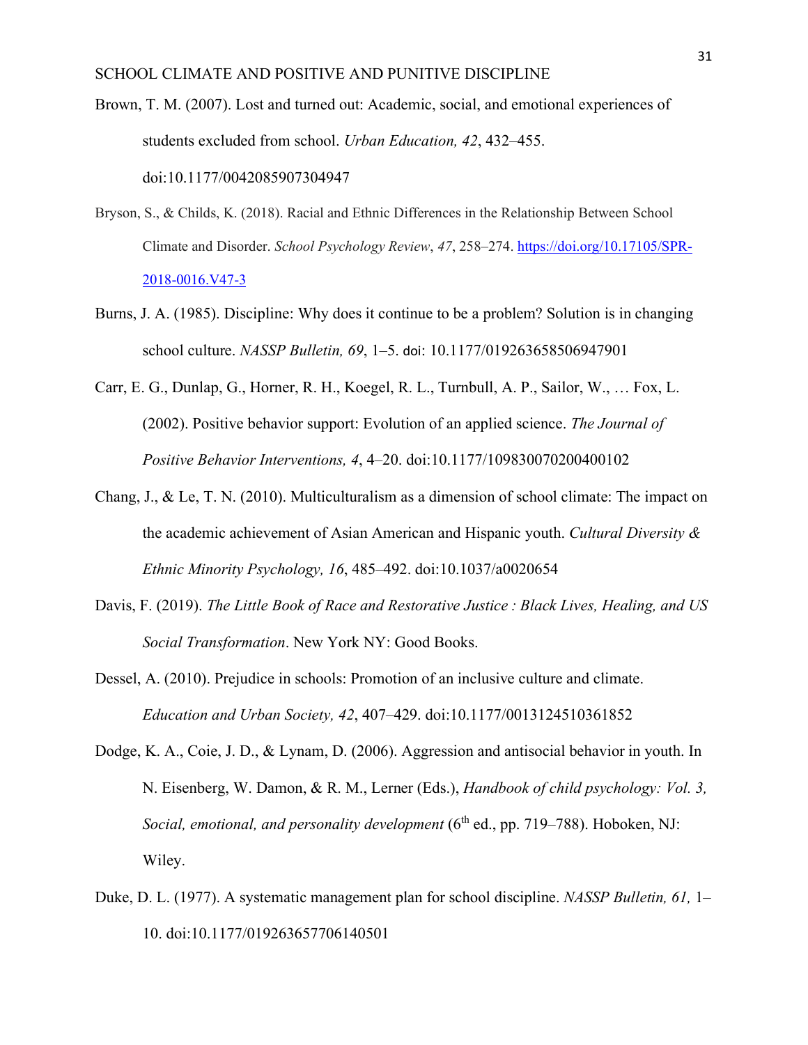Brown, T. M. (2007). Lost and turned out: Academic, social, and emotional experiences of students excluded from school. *Urban Education, 42*, 432–455. doi:10.1177/0042085907304947

Bryson, S., & Childs, K. (2018). Racial and Ethnic Differences in the Relationship Between School Climate and Disorder. *School Psychology Review*, *47*, 258–274. https://doi.org/10.17105/SPR-2018-0016.V47-3

Burns, J. A. (1985). Discipline: Why does it continue to be a problem? Solution is in changing school culture. *NASSP Bulletin, 69*, 1–5. doi: 10.1177/019263658506947901

Carr, E. G., Dunlap, G., Horner, R. H., Koegel, R. L., Turnbull, A. P., Sailor, W., … Fox, L. (2002). Positive behavior support: Evolution of an applied science. *The Journal of Positive Behavior Interventions, 4*, 4–20. doi:10.1177/109830070200400102

Chang, J., & Le, T. N. (2010). Multiculturalism as a dimension of school climate: The impact on the academic achievement of Asian American and Hispanic youth. *Cultural Diversity & Ethnic Minority Psychology, 16*, 485–492. doi:10.1037/a0020654

Davis, F. (2019). *The Little Book of Race and Restorative Justice : Black Lives, Healing, and US Social Transformation*. New York NY: Good Books.

Dessel, A. (2010). Prejudice in schools: Promotion of an inclusive culture and climate. *Education and Urban Society, 42*, 407–429. doi:10.1177/0013124510361852

Dodge, K. A., Coie, J. D., & Lynam, D. (2006). Aggression and antisocial behavior in youth. In N. Eisenberg, W. Damon, & R. M., Lerner (Eds.), *Handbook of child psychology: Vol. 3, Social, emotional, and personality development* (6th ed., pp. 719–788). Hoboken, NJ: Wiley.

Duke, D. L. (1977). A systematic management plan for school discipline. *NASSP Bulletin, 61,* 1–10. doi:10.1177/019263657706140501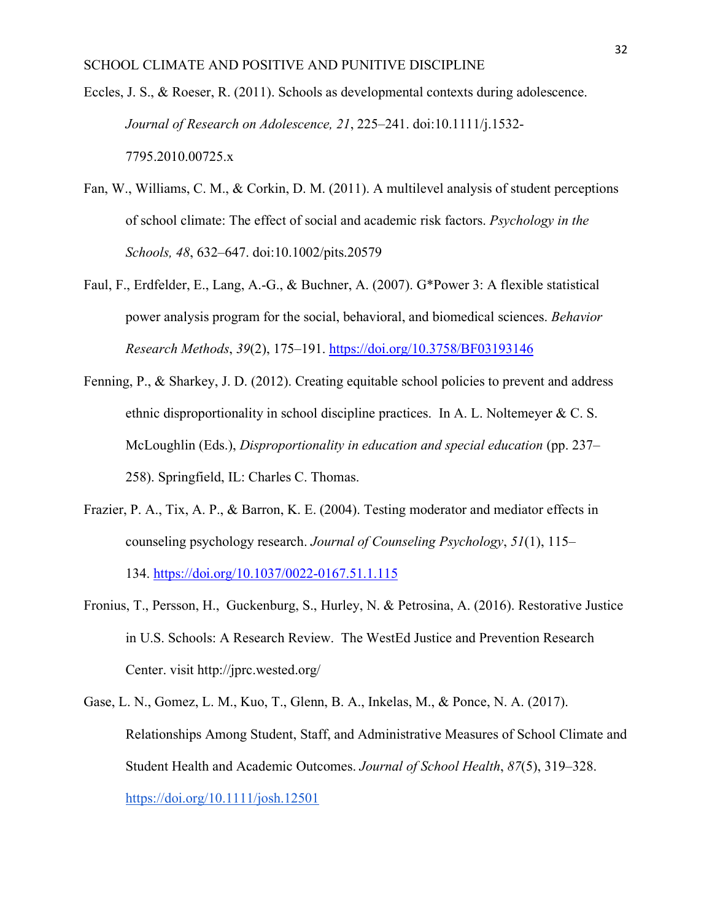Eccles, J. S., & Roeser, R. (2011). Schools as developmental contexts during adolescence. *Journal of Research on Adolescence, 21*, 225–241. doi:10.1111/j.1532-7795.2010.00725.x

Fan, W., Williams, C. M., & Corkin, D. M. (2011). A multilevel analysis of student perceptions of school climate: The effect of social and academic risk factors. *Psychology in the Schools, 48*, 632–647. doi:10.1002/pits.20579

Faul, F., Erdfelder, E., Lang, A.-G., & Buchner, A. (2007). G*Power 3: A flexible statistical power analysis program for the social, behavioral, and biomedical sciences. *Behavior Research Methods*, *39*(2), 175–191. https://doi.org/10.3758/BF03193146

Fenning, P., & Sharkey, J. D. (2012). Creating equitable school policies to prevent and address ethnic disproportionality in school discipline practices. In A. L. Noltemeyer & C. S. McLoughlin (Eds.), *Disproportionality in education and special education* (pp. 237–258). Springfield, IL: Charles C. Thomas.

Frazier, P. A., Tix, A. P., & Barron, K. E. (2004). Testing moderator and mediator effects in counseling psychology research. *Journal of Counseling Psychology*, *51*(1), 115–134. https://doi.org/10.1037/0022-0167.51.1.115

Fronius, T., Persson, H., Guckenburg, S., Hurley, N. & Petrosina, A. (2016). Restorative Justice in U.S. Schools: A Research Review. The WestEd Justice and Prevention Research Center. visit http://jprc.wested.org/

Gase, L. N., Gomez, L. M., Kuo, T., Glenn, B. A., Inkelas, M., & Ponce, N. A. (2017). Relationships Among Student, Staff, and Administrative Measures of School Climate and Student Health and Academic Outcomes. *Journal of School Health*, *87*(5), 319–328. https://doi.org/10.1111/josh.12501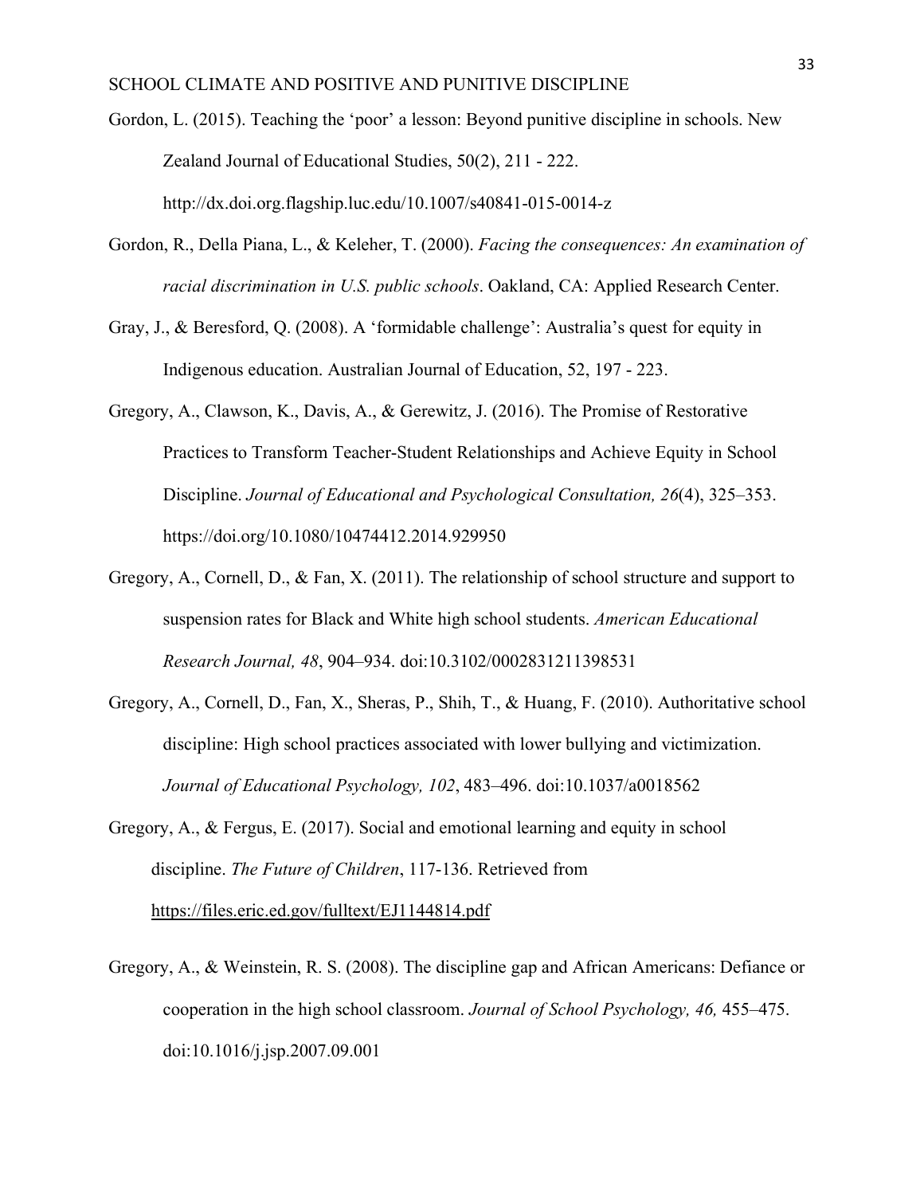Gordon, L. (2015). Teaching the 'poor' a lesson: Beyond punitive discipline in schools. New Zealand Journal of Educational Studies, 50(2), 211 - 222. http://dx.doi.org.flagship.luc.edu/10.1007/s40841-015-0014-z

Gordon, R., Della Piana, L., & Keleher, T. (2000). *Facing the consequences: An examination of racial discrimination in U.S. public schools*. Oakland, CA: Applied Research Center.

Gray, J., & Beresford, Q. (2008). A 'formidable challenge': Australia's quest for equity in Indigenous education. Australian Journal of Education, 52, 197 - 223.

Gregory, A., Clawson, K., Davis, A., & Gerewitz, J. (2016). The Promise of Restorative Practices to Transform Teacher-Student Relationships and Achieve Equity in School Discipline. *Journal of Educational and Psychological Consultation, 26*(4), 325–353. https://doi.org/10.1080/10474412.2014.929950

Gregory, A., Cornell, D., & Fan, X. (2011). The relationship of school structure and support to suspension rates for Black and White high school students. *American Educational Research Journal, 48*, 904–934. doi:10.3102/0002831211398531

Gregory, A., Cornell, D., Fan, X., Sheras, P., Shih, T., & Huang, F. (2010). Authoritative school discipline: High school practices associated with lower bullying and victimization. *Journal of Educational Psychology, 102*, 483–496. doi:10.1037/a0018562

Gregory, A., & Fergus, E. (2017). Social and emotional learning and equity in school discipline. *The Future of Children*, 117-136. Retrieved from https://files.eric.ed.gov/fulltext/EJ1144814.pdf

Gregory, A., & Weinstein, R. S. (2008). The discipline gap and African Americans: Defiance or cooperation in the high school classroom. *Journal of School Psychology, 46,* 455–475. doi:10.1016/j.jsp.2007.09.001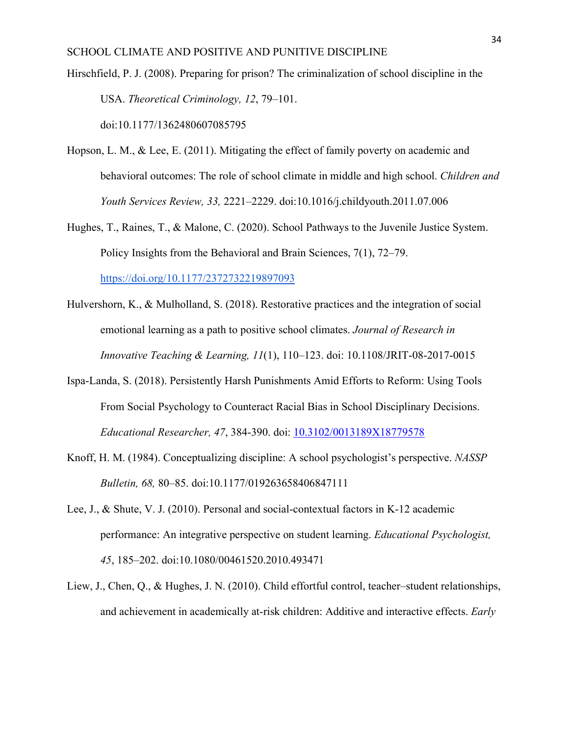Hirschfield, P. J. (2008). Preparing for prison? The criminalization of school discipline in the USA. *Theoretical Criminology, 12*, 79–101. doi:10.1177/1362480607085795

Hopson, L. M., & Lee, E. (2011). Mitigating the effect of family poverty on academic and behavioral outcomes: The role of school climate in middle and high school. *Children and Youth Services Review, 33,* 2221–2229. doi:10.1016/j.childyouth.2011.07.006

Hughes, T., Raines, T., & Malone, C. (2020). School Pathways to the Juvenile Justice System. Policy Insights from the Behavioral and Brain Sciences, 7(1), 72–79. https://doi.org/10.1177/2372732219897093

Hulvershorn, K., & Mulholland, S. (2018). Restorative practices and the integration of social emotional learning as a path to positive school climates. *Journal of Research in Innovative Teaching & Learning, 11*(1), 110–123. doi: 10.1108/JRIT-08-2017-0015

Ispa-Landa, S. (2018). Persistently Harsh Punishments Amid Efforts to Reform: Using Tools From Social Psychology to Counteract Racial Bias in School Disciplinary Decisions. *Educational Researcher, 47*, 384-390. doi: 10.3102/0013189X18779578

Knoff, H. M. (1984). Conceptualizing discipline: A school psychologist's perspective. *NASSP Bulletin, 68,* 80–85. doi:10.1177/019263658406847111

Lee, J., & Shute, V. J. (2010). Personal and social-contextual factors in K-12 academic performance: An integrative perspective on student learning. *Educational Psychologist, 45*, 185–202. doi:10.1080/00461520.2010.493471

Liew, J., Chen, Q., & Hughes, J. N. (2010). Child effortful control, teacher–student relationships, and achievement in academically at-risk children: Additive and interactive effects. *Early*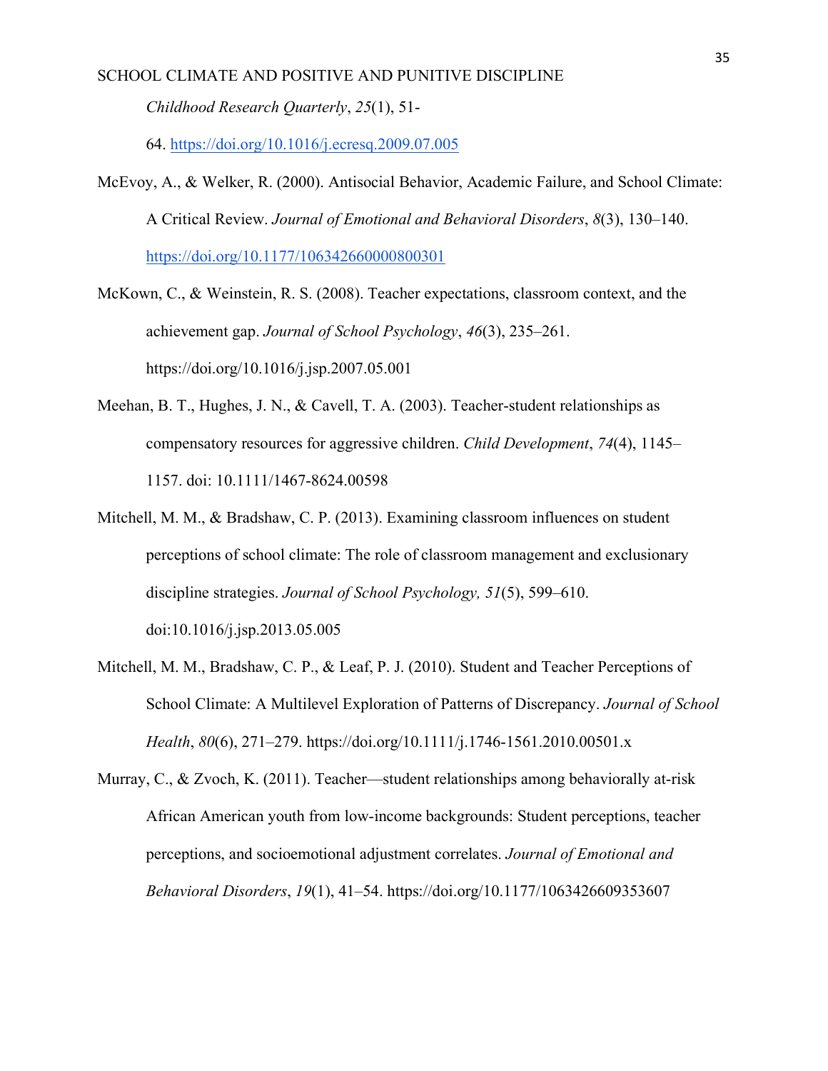*Childhood Research Quarterly*, *25*(1), 51-64. https://doi.org/10.1016/j.ecresq.2009.07.005

McEvoy, A., & Welker, R. (2000). Antisocial Behavior, Academic Failure, and School Climate: A Critical Review. *Journal of Emotional and Behavioral Disorders*, *8*(3), 130–140. https://doi.org/10.1177/106342660000800301

McKown, C., & Weinstein, R. S. (2008). Teacher expectations, classroom context, and the achievement gap. *Journal of School Psychology*, *46*(3), 235–261. https://doi.org/10.1016/j.jsp.2007.05.001

Meehan, B. T., Hughes, J. N., & Cavell, T. A. (2003). Teacher-student relationships as compensatory resources for aggressive children. *Child Development*, *74*(4), 1145–1157. doi: 10.1111/1467-8624.00598

Mitchell, M. M., & Bradshaw, C. P. (2013). Examining classroom influences on student perceptions of school climate: The role of classroom management and exclusionary discipline strategies. *Journal of School Psychology, 51*(5), 599–610. doi:10.1016/j.jsp.2013.05.005

Mitchell, M. M., Bradshaw, C. P., & Leaf, P. J. (2010). Student and Teacher Perceptions of School Climate: A Multilevel Exploration of Patterns of Discrepancy. *Journal of School Health*, *80*(6), 271–279. https://doi.org/10.1111/j.1746-1561.2010.00501.x

Murray, C., & Zvoch, K. (2011). Teacher—student relationships among behaviorally at-risk African American youth from low-income backgrounds: Student perceptions, teacher perceptions, and socioemotional adjustment correlates. *Journal of Emotional and Behavioral Disorders*, *19*(1), 41–54. https://doi.org/10.1177/1063426609353607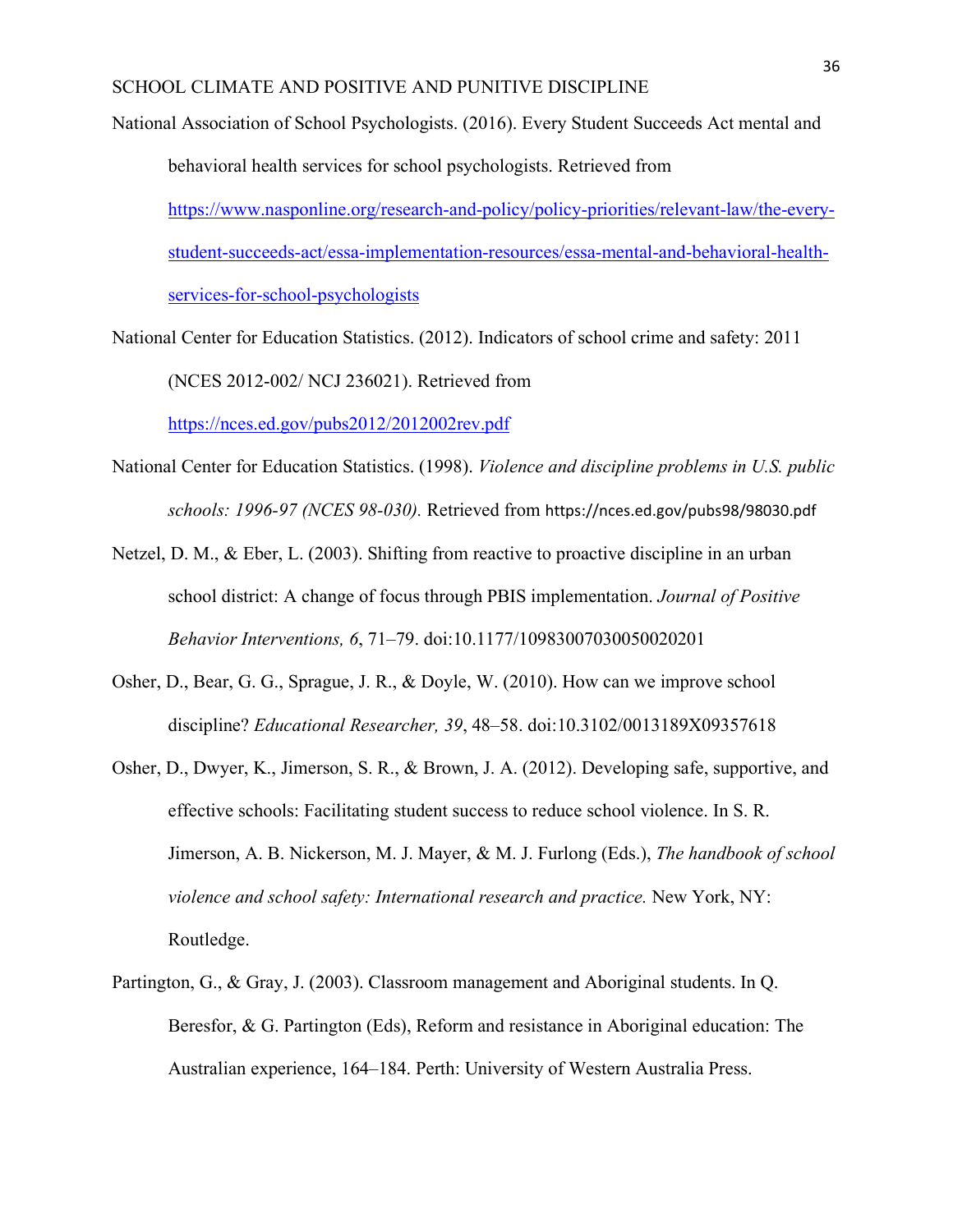National Association of School Psychologists. (2016). Every Student Succeeds Act mental and behavioral health services for school psychologists. Retrieved from https://www.nasponline.org/research-and-policy/policy-priorities/relevant-law/the-every-student-succeeds-act/essa-implementation-resources/essa-mental-and-behavioral-health-services-for-school-psychologists

National Center for Education Statistics. (2012). Indicators of school crime and safety: 2011 (NCES 2012-002/ NCJ 236021). Retrieved from https://nces.ed.gov/pubs2012/2012002rev.pdf

National Center for Education Statistics. (1998). *Violence and discipline problems in U.S. public schools: 1996-97 (NCES 98-030).* Retrieved from https://nces.ed.gov/pubs98/98030.pdf

Netzel, D. M., & Eber, L. (2003). Shifting from reactive to proactive discipline in an urban school district: A change of focus through PBIS implementation. *Journal of Positive Behavior Interventions, 6*, 71–79. doi:10.1177/10983007030050020201

Osher, D., Bear, G. G., Sprague, J. R., & Doyle, W. (2010). How can we improve school discipline? *Educational Researcher, 39*, 48–58. doi:10.3102/0013189X09357618

Osher, D., Dwyer, K., Jimerson, S. R., & Brown, J. A. (2012). Developing safe, supportive, and effective schools: Facilitating student success to reduce school violence. In S. R. Jimerson, A. B. Nickerson, M. J. Mayer, & M. J. Furlong (Eds.), *The handbook of school violence and school safety: International research and practice.* New York, NY: Routledge.

Partington, G., & Gray, J. (2003). Classroom management and Aboriginal students. In Q. Beresfor, & G. Partington (Eds), Reform and resistance in Aboriginal education: The Australian experience, 164–184. Perth: University of Western Australia Press.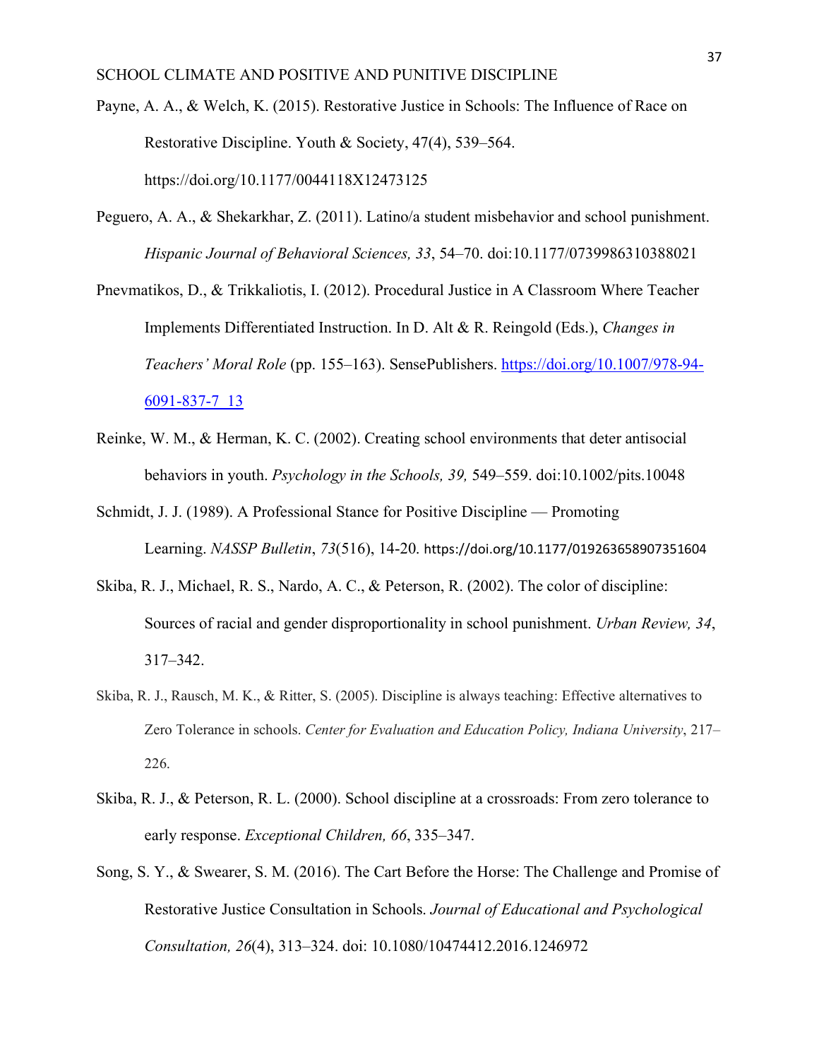Payne, A. A., & Welch, K. (2015). Restorative Justice in Schools: The Influence of Race on Restorative Discipline. Youth & Society, 47(4), 539–564. https://doi.org/10.1177/0044118X12473125

Peguero, A. A., & Shekarkhar, Z. (2011). Latino/a student misbehavior and school punishment. *Hispanic Journal of Behavioral Sciences, 33*, 54–70. doi:10.1177/0739986310388021

Pnevmatikos, D., & Trikkaliotis, I. (2012). Procedural Justice in A Classroom Where Teacher Implements Differentiated Instruction. In D. Alt & R. Reingold (Eds.), *Changes in Teachers' Moral Role* (pp. 155–163). SensePublishers. https://doi.org/10.1007/978-94-6091-837-7_13

Reinke, W. M., & Herman, K. C. (2002). Creating school environments that deter antisocial behaviors in youth. *Psychology in the Schools, 39,* 549–559. doi:10.1002/pits.10048

Schmidt, J. J. (1989). A Professional Stance for Positive Discipline — Promoting Learning. *NASSP Bulletin*, *73*(516), 14-20. https://doi.org/10.1177/019263658907351604

Skiba, R. J., Michael, R. S., Nardo, A. C., & Peterson, R. (2002). The color of discipline: Sources of racial and gender disproportionality in school punishment. *Urban Review, 34*, 317–342.

Skiba, R. J., Rausch, M. K., & Ritter, S. (2005). Discipline is always teaching: Effective alternatives to Zero Tolerance in schools. *Center for Evaluation and Education Policy, Indiana University*, 217–226.

Skiba, R. J., & Peterson, R. L. (2000). School discipline at a crossroads: From zero tolerance to early response. *Exceptional Children, 66*, 335–347.

Song, S. Y., & Swearer, S. M. (2016). The Cart Before the Horse: The Challenge and Promise of Restorative Justice Consultation in Schools. *Journal of Educational and Psychological Consultation, 26*(4), 313–324. doi: 10.1080/10474412.2016.1246972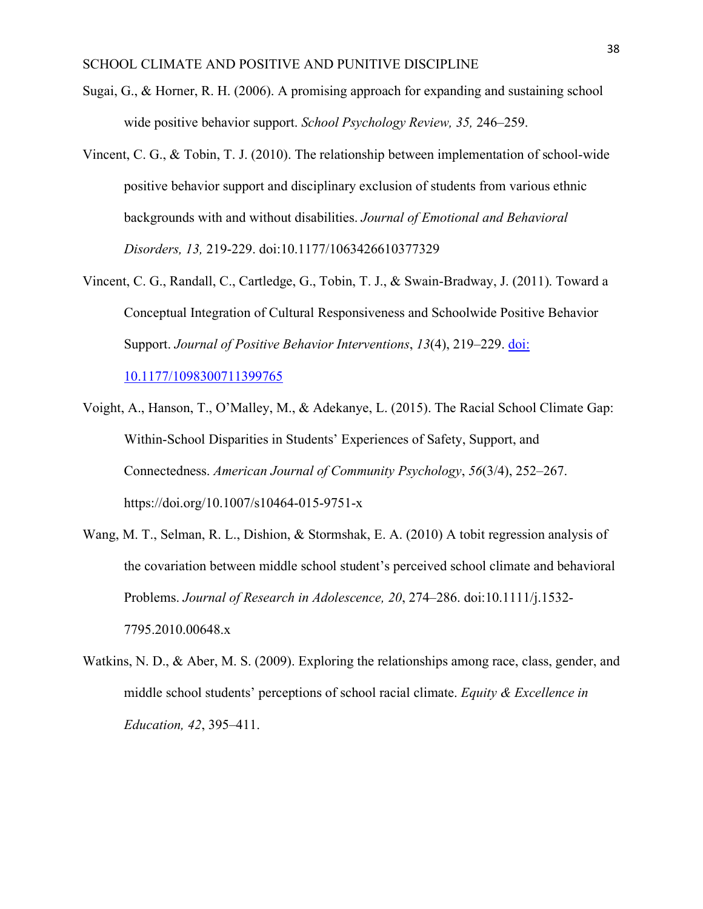Sugai, G., & Horner, R. H. (2006). A promising approach for expanding and sustaining school wide positive behavior support. *School Psychology Review, 35,* 246–259.

Vincent, C. G., & Tobin, T. J. (2010). The relationship between implementation of school-wide positive behavior support and disciplinary exclusion of students from various ethnic backgrounds with and without disabilities. *Journal of Emotional and Behavioral Disorders, 13,* 219-229. doi:10.1177/1063426610377329

Vincent, C. G., Randall, C., Cartledge, G., Tobin, T. J., & Swain-Bradway, J. (2011). Toward a Conceptual Integration of Cultural Responsiveness and Schoolwide Positive Behavior Support. *Journal of Positive Behavior Interventions*, *13*(4), 219–229. doi: 10.1177/1098300711399765

Voight, A., Hanson, T., O'Malley, M., & Adekanye, L. (2015). The Racial School Climate Gap: Within-School Disparities in Students' Experiences of Safety, Support, and Connectedness. *American Journal of Community Psychology*, *56*(3/4), 252–267. https://doi.org/10.1007/s10464-015-9751-x

Wang, M. T., Selman, R. L., Dishion, & Stormshak, E. A. (2010) A tobit regression analysis of the covariation between middle school student's perceived school climate and behavioral Problems. *Journal of Research in Adolescence, 20*, 274–286. doi:10.1111/j.1532-7795.2010.00648.x

Watkins, N. D., & Aber, M. S. (2009). Exploring the relationships among race, class, gender, and middle school students' perceptions of school racial climate. *Equity & Excellence in Education, 42*, 395–411.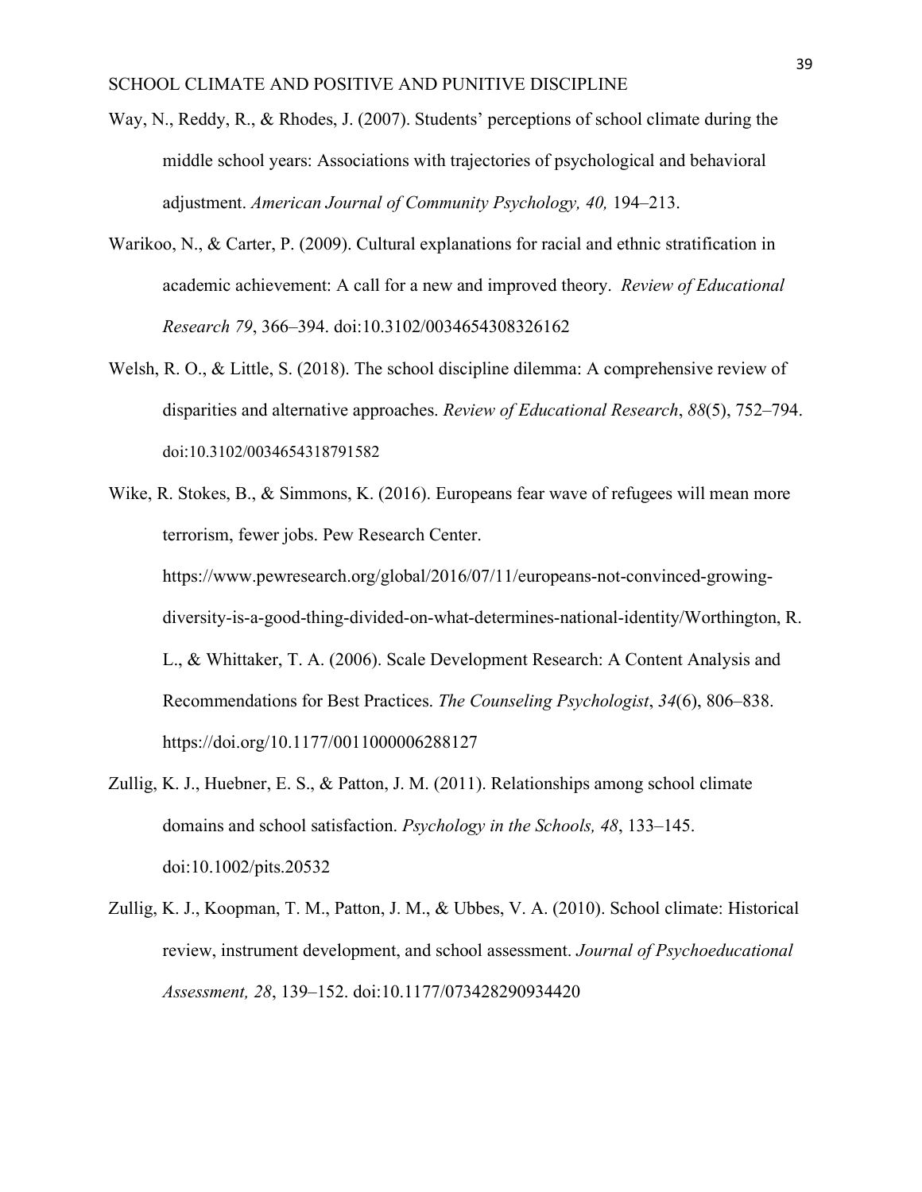Way, N., Reddy, R., & Rhodes, J. (2007). Students' perceptions of school climate during the middle school years: Associations with trajectories of psychological and behavioral adjustment. *American Journal of Community Psychology, 40,* 194–213.

Warikoo, N., & Carter, P. (2009). Cultural explanations for racial and ethnic stratification in academic achievement: A call for a new and improved theory. *Review of Educational Research 79*, 366–394. doi:10.3102/0034654308326162

Welsh, R. O., & Little, S. (2018). The school discipline dilemma: A comprehensive review of disparities and alternative approaches. *Review of Educational Research*, *88*(5), 752–794. doi:10.3102/0034654318791582

Wike, R. Stokes, B., & Simmons, K. (2016). Europeans fear wave of refugees will mean more terrorism, fewer jobs. Pew Research Center. https://www.pewresearch.org/global/2016/07/11/europeans-not-convinced-growing-diversity-is-a-good-thing-divided-on-what-determines-national-identity/Worthington, R. L., & Whittaker, T. A. (2006). Scale Development Research: A Content Analysis and Recommendations for Best Practices. *The Counseling Psychologist*, *34*(6), 806–838. https://doi.org/10.1177/0011000006288127

Zullig, K. J., Huebner, E. S., & Patton, J. M. (2011). Relationships among school climate domains and school satisfaction. *Psychology in the Schools, 48*, 133–145. doi:10.1002/pits.20532

Zullig, K. J., Koopman, T. M., Patton, J. M., & Ubbes, V. A. (2010). School climate: Historical review, instrument development, and school assessment. *Journal of Psychoeducational Assessment, 28*, 139–152. doi:10.1177/073428290934420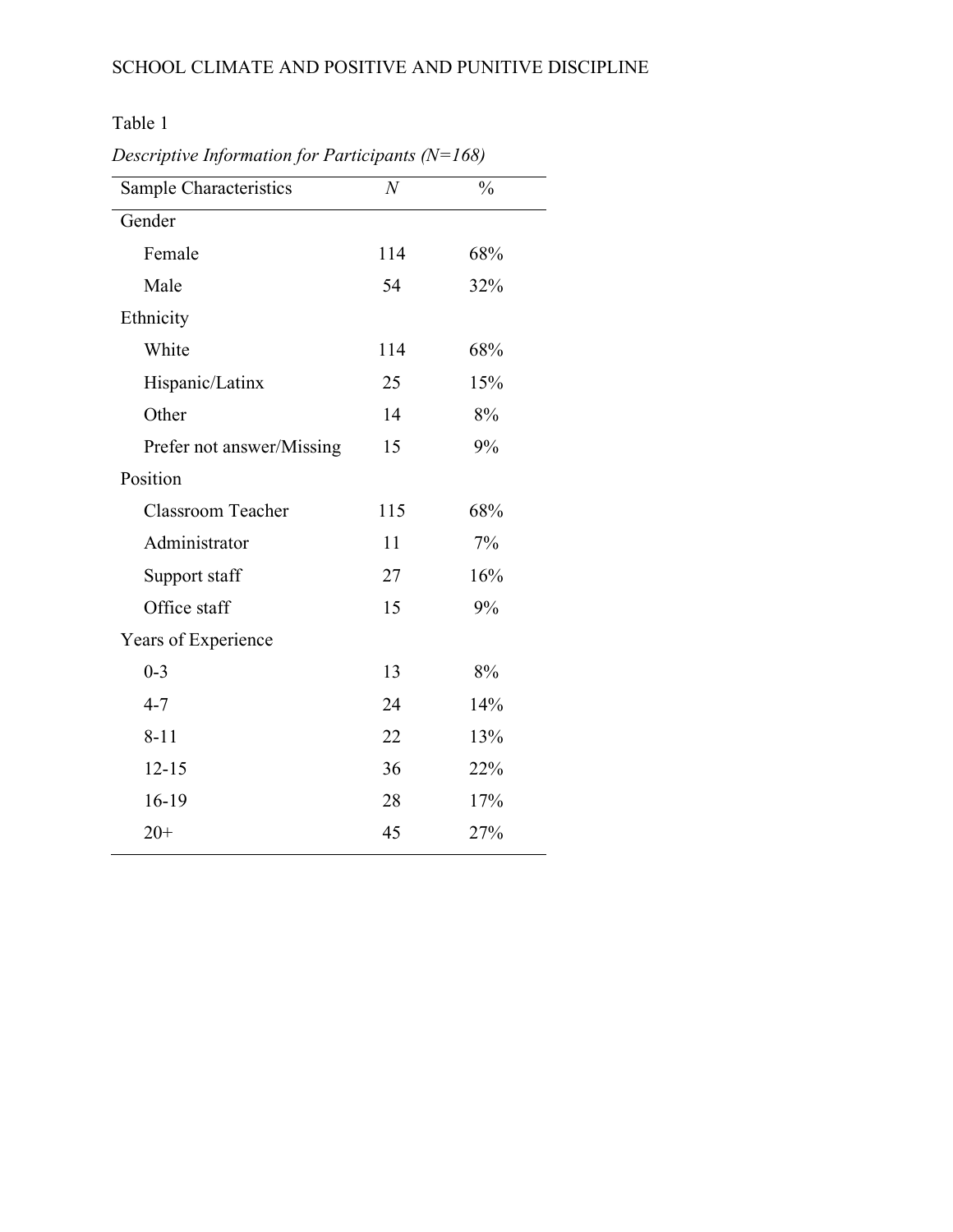Table 1

*Descriptive Information for Participants (N=168)*

| Sample Characteristics | *N* | % |
|---|---|---|
| Gender | | |
| Female | 114 | 68% |
| Male | 54 | 32% |
| Ethnicity | | |
| White | 114 | 68% |
| Hispanic/Latinx | 25 | 15% |
| Other | 14 | 8% |
| Prefer not answer/Missing | 15 | 9% |
| Position | | |
| Classroom Teacher | 115 | 68% |
| Administrator | 11 | 7% |
| Support staff | 27 | 16% |
| Office staff | 15 | 9% |
| Years of Experience | | |
| 0-3 | 13 | 8% |
| 4-7 | 24 | 14% |
| 8-11 | 22 | 13% |
| 12-15 | 36 | 22% |
| 16-19 | 28 | 17% |
| 20+ | 45 | 27% |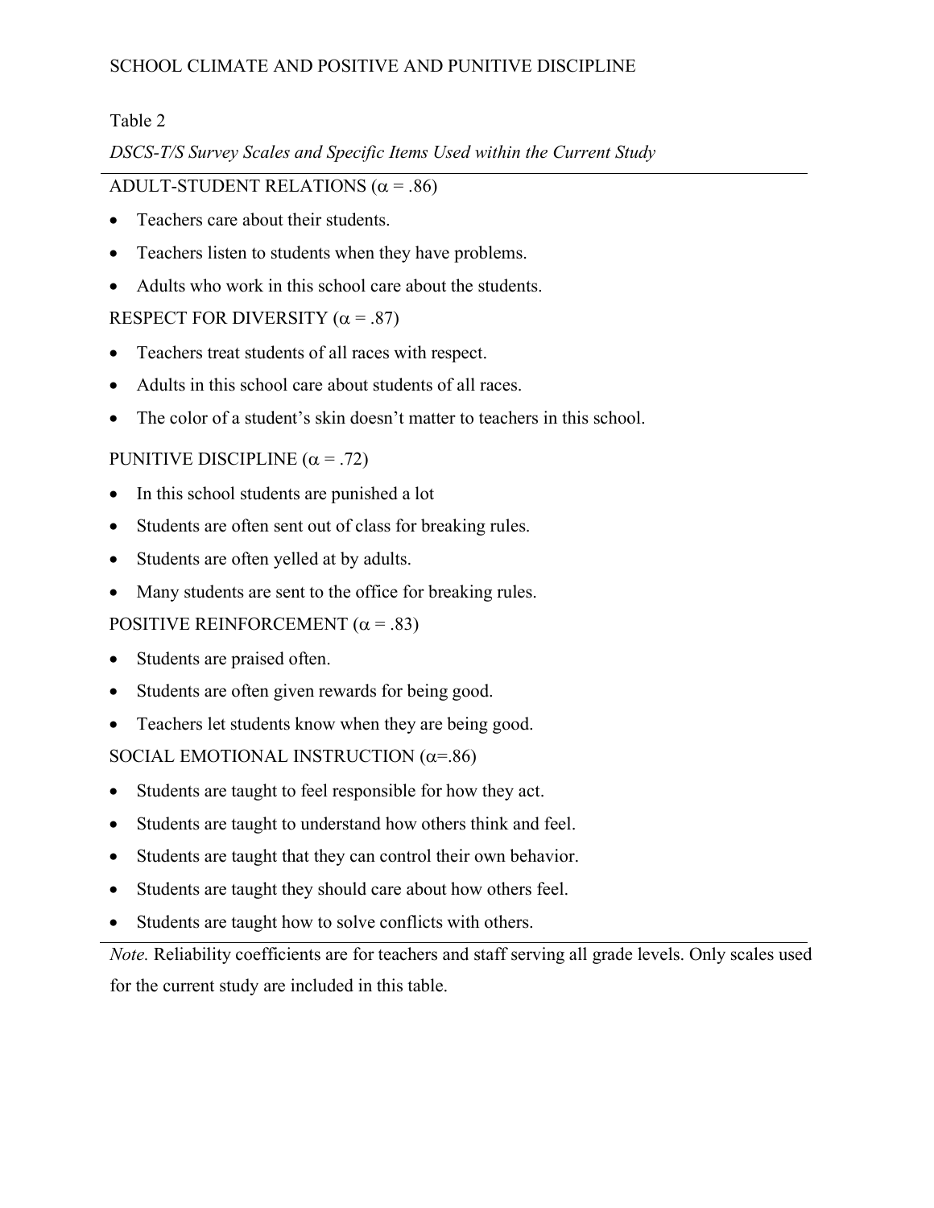Table 2

*DSCS-T/S Survey Scales and Specific Items Used within the Current Study*

ADULT-STUDENT RELATIONS ($\alpha = .86$)

- Teachers care about their students.
- Teachers listen to students when they have problems.
- Adults who work in this school care about the students.

RESPECT FOR DIVERSITY ($\alpha = .87$)

- Teachers treat students of all races with respect.
- Adults in this school care about students of all races.
- The color of a student's skin doesn't matter to teachers in this school.

PUNITIVE DISCIPLINE ($\alpha = .72$)

- In this school students are punished a lot
- Students are often sent out of class for breaking rules.
- Students are often yelled at by adults.
- Many students are sent to the office for breaking rules.

POSITIVE REINFORCEMENT ($\alpha = .83$)

- Students are praised often.
- Students are often given rewards for being good.
- Teachers let students know when they are being good.

SOCIAL EMOTIONAL INSTRUCTION ($\alpha=.86$)

- Students are taught to feel responsible for how they act.
- Students are taught to understand how others think and feel.
- Students are taught that they can control their own behavior.
- Students are taught they should care about how others feel.
- Students are taught how to solve conflicts with others.

*Note.* Reliability coefficients are for teachers and staff serving all grade levels. Only scales used for the current study are included in this table.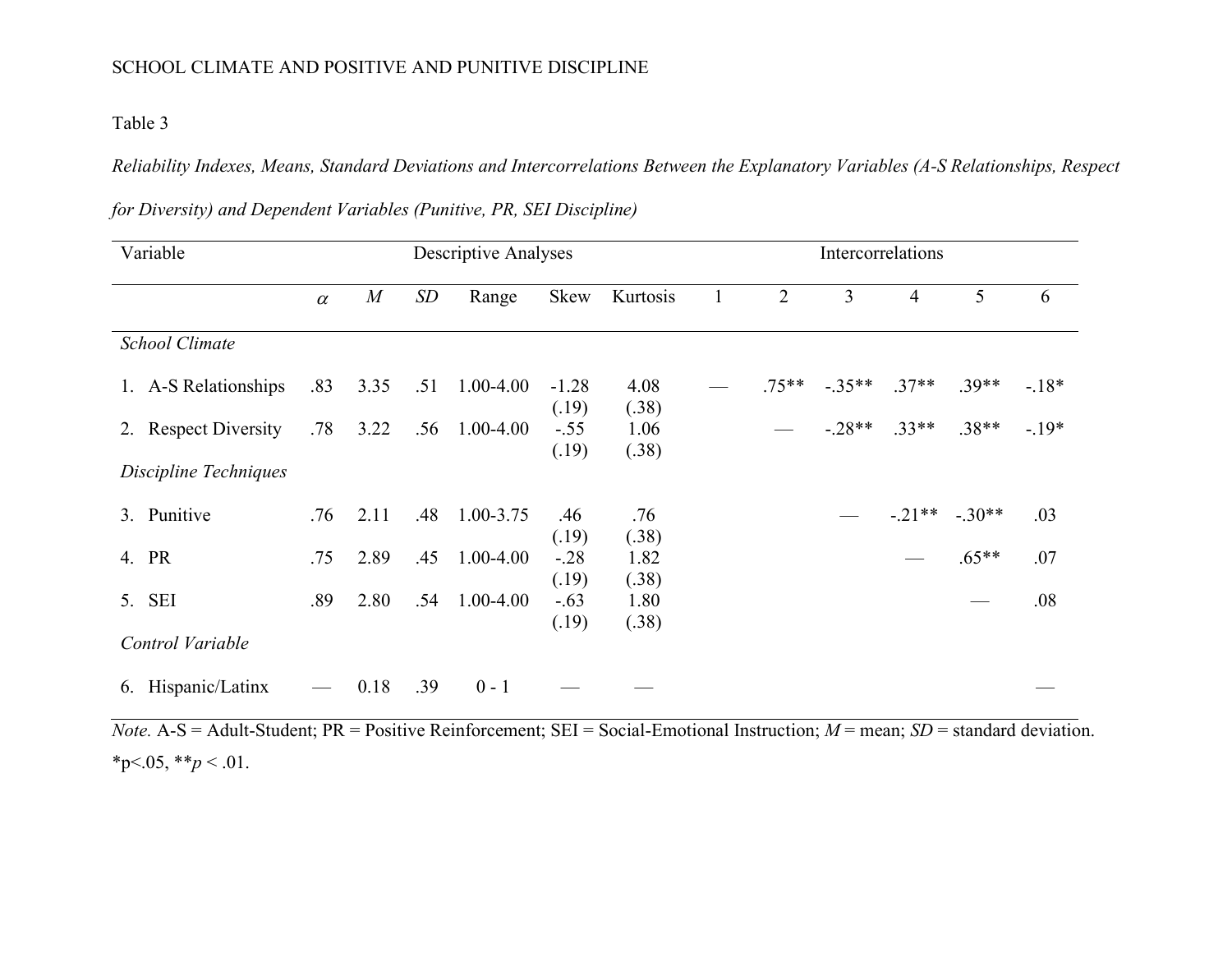Table 3

*Reliability Indexes, Means, Standard Deviations and Intercorrelations Between the Explanatory Variables (A-S Relationships, Respect for Diversity) and Dependent Variables (Punitive, PR, SEI Discipline)*

| Variable | Descriptive Analyses | | | | | | Intercorrelations | | | | | |
|---|---|---|---|---|---|---|---|---|---|---|---|---|
| | $\alpha$ | *M* | *SD* | Range | Skew | Kurtosis | 1 | 2 | 3 | 4 | 5 | 6 |
| *School Climate* | | | | | | | | | | | | |
| 1. A-S Relationships | .83 | 3.35 | .51 | 1.00-4.00 | -1.28 (.19) | 4.08 (.38) | — | .75** | -.35** | .37** | .39** | -.18* |
| 2. Respect Diversity | .78 | 3.22 | .56 | 1.00-4.00 | -.55 (.19) | 1.06 (.38) | | — | -.28** | .33** | .38** | -.19* |
| *Discipline Techniques* | | | | | | | | | | | | |
| 3. Punitive | .76 | 2.11 | .48 | 1.00-3.75 | .46 (.19) | .76 (.38) | | | — | -.21** | -.30** | .03 |
| 4. PR | .75 | 2.89 | .45 | 1.00-4.00 | -.28 (.19) | 1.82 (.38) | | | | — | .65** | .07 |
| 5. SEI | .89 | 2.80 | .54 | 1.00-4.00 | -.63 (.19) | 1.80 (.38) | | | | | — | .08 |
| *Control Variable* | | | | | | | | | | | | |
| 6. Hispanic/Latinx | — | 0.18 | .39 | 0 - 1 | — | — | | | | | | — |

*Note.* A-S = Adult-Student; PR = Positive Reinforcement; SEI = Social-Emotional Instruction; *M* = mean; *SD* = standard deviation. *p<.05, ***p* < .01.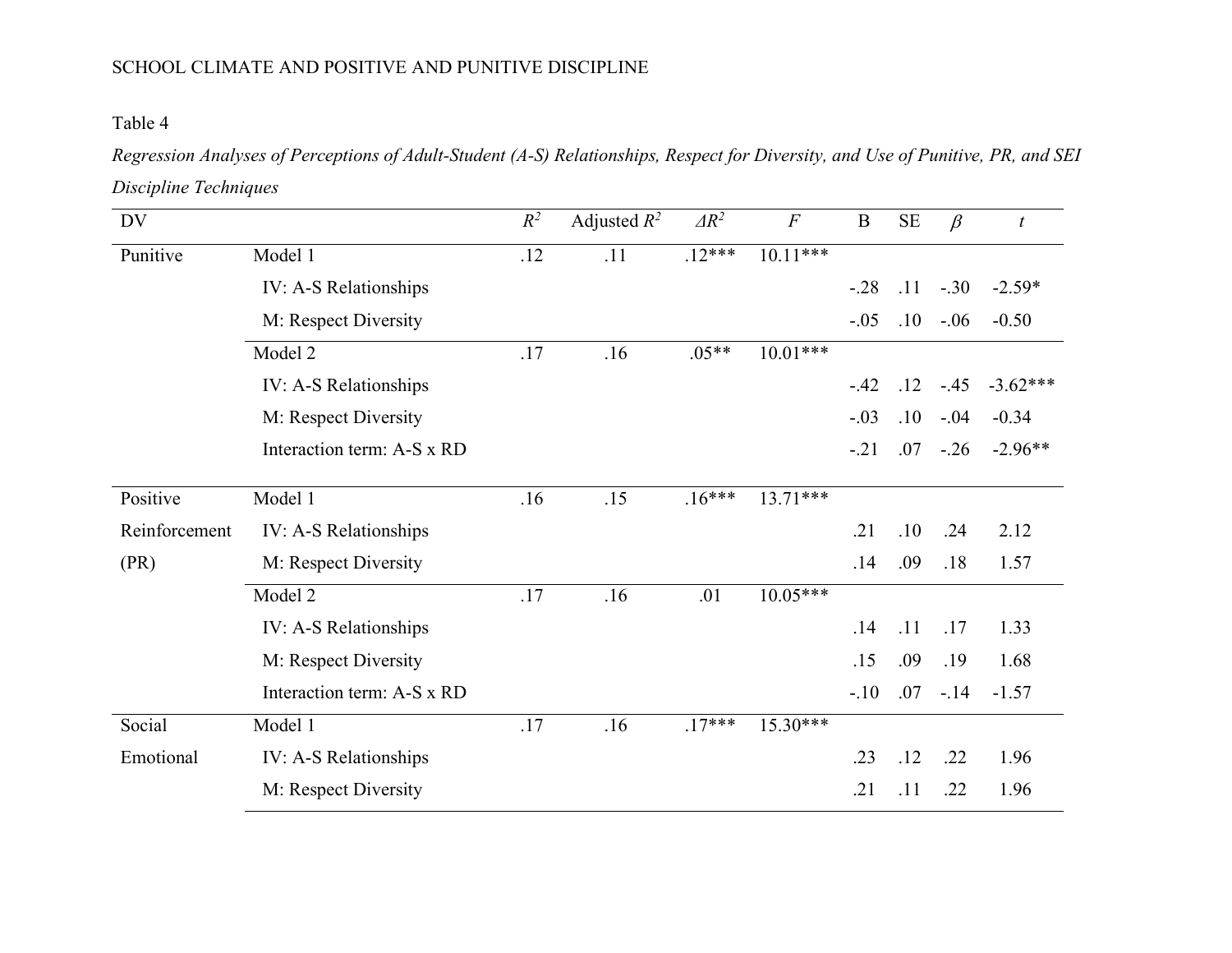Table 4

*Regression Analyses of Perceptions of Adult-Student (A-S) Relationships, Respect for Diversity, and Use of Punitive, PR, and SEI Discipline Techniques*

| DV | | $R^2$ | Adjusted $R^2$ | $\Delta R^2$ | $F$ | B | SE | $\beta$ | $t$ |
|---|---|---|---|---|---|---|---|---|---|
| Punitive | Model 1 | .12 | .11 | .12*** | 10.11*** | | | | |
| | IV: A-S Relationships | | | | | -.28 | .11 | -.30 | -2.59* |
| | M: Respect Diversity | | | | | -.05 | .10 | -.06 | -0.50 |
| | Model 2 | .17 | .16 | .05** | 10.01*** | | | | |
| | IV: A-S Relationships | | | | | -.42 | .12 | -.45 | -3.62*** |
| | M: Respect Diversity | | | | | -.03 | .10 | -.04 | -0.34 |
| | Interaction term: A-S x RD | | | | | -.21 | .07 | -.26 | -2.96** |
| Positive Reinforcement (PR) | Model 1 | .16 | .15 | .16*** | 13.71*** | | | | |
| | IV: A-S Relationships | | | | | .21 | .10 | .24 | 2.12 |
| | M: Respect Diversity | | | | | .14 | .09 | .18 | 1.57 |
| | Model 2 | .17 | .16 | .01 | 10.05*** | | | | |
| | IV: A-S Relationships | | | | | .14 | .11 | .17 | 1.33 |
| | M: Respect Diversity | | | | | .15 | .09 | .19 | 1.68 |
| | Interaction term: A-S x RD | | | | | -.10 | .07 | -.14 | -1.57 |
| Social Emotional | Model 1 | .17 | .16 | .17*** | 15.30*** | | | | |
| | IV: A-S Relationships | | | | | .23 | .12 | .22 | 1.96 |
| | M: Respect Diversity | | | | | .21 | .11 | .22 | 1.96 |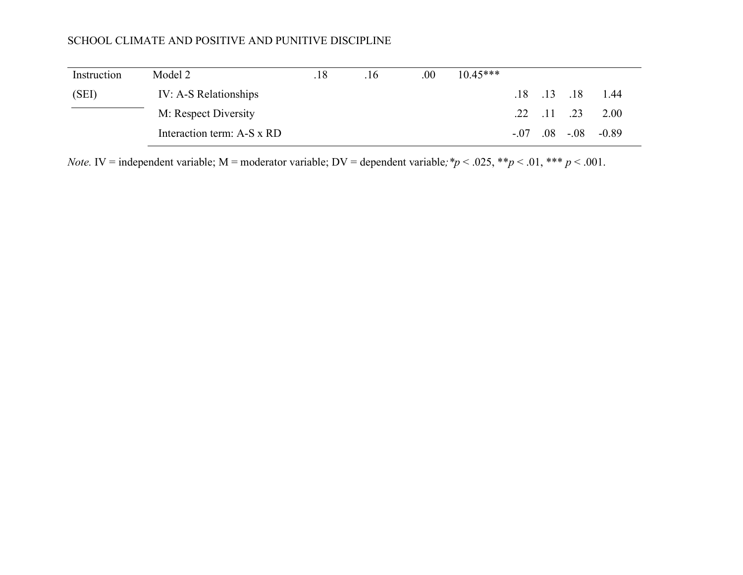| | | | | | | | | | |
|---|---|---|---|---|---|---|---|---|---|
| Instruction | Model 2 | .18 | .16 | .00 | 10.45*** | | | | |
| (SEI) | IV: A-S Relationships | | | | | .18 | .13 | .18 | 1.44 |
| | M: Respect Diversity | | | | | .22 | .11 | .23 | 2.00 |
| | Interaction term: A-S x RD | | | | | -.07 | .08 | -.08 | -0.89 |

*Note.* IV = independent variable; M = moderator variable; DV = dependent variable; $*p < .025$, $**p < .01$, $***p < .001$.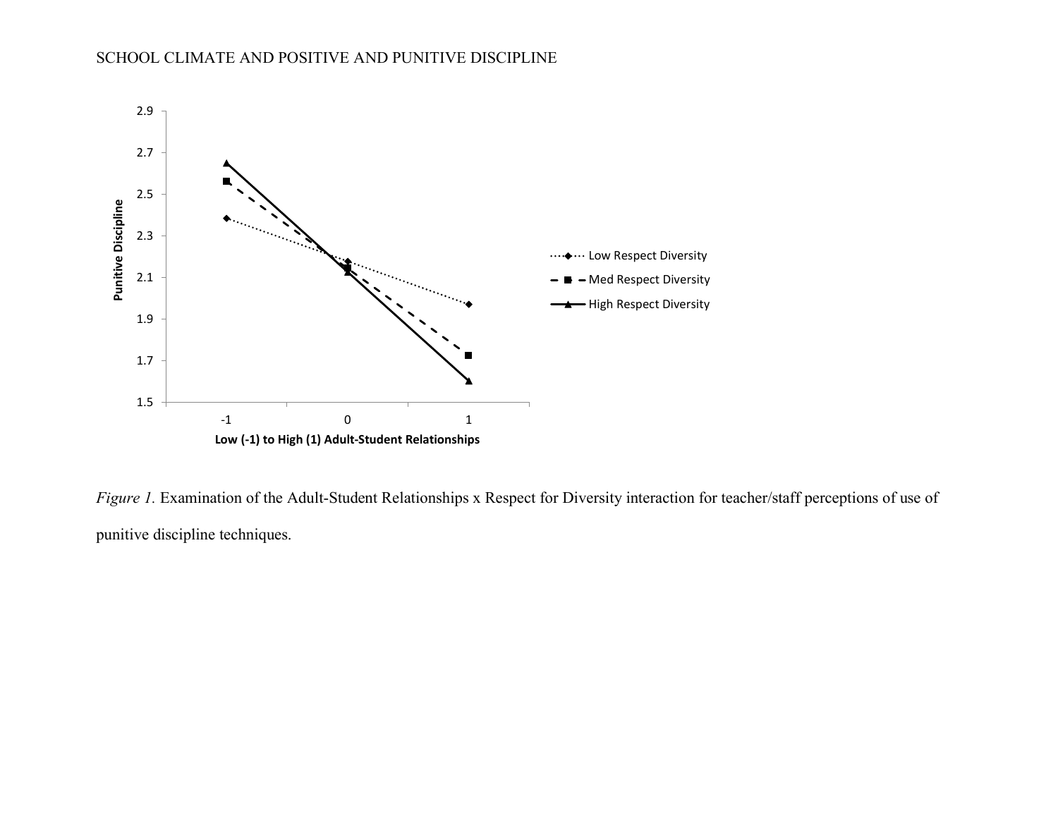2.9
2.7
2.5
2.3
2.1
1.9
1.7
1.5

Punitive Discipline

-1
0
1

Low (-1) to High (1) Adult-Student Relationships

Low Respect Diversity
Med Respect Diversity
High Respect Diversity

*Figure 1.* Examination of the Adult-Student Relationships x Respect for Diversity interaction for teacher/staff perceptions of use of punitive discipline techniques.